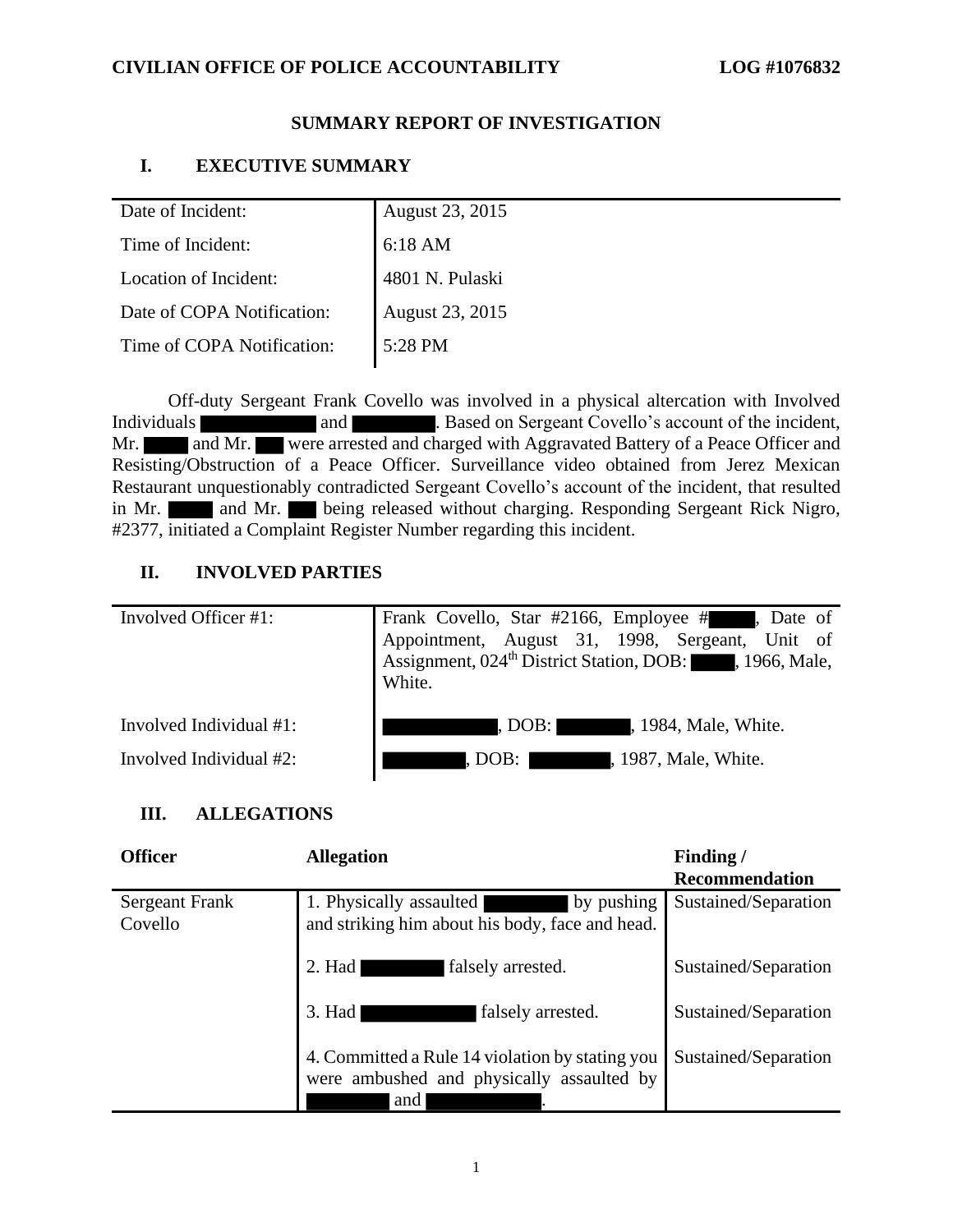**CIVILIAN OFFICE OF POLICE ACCOUNTABILITY** **LOG #1076832**

# SUMMARY REPORT OF INVESTIGATION

## I. EXECUTIVE SUMMARY

| | |
|---|---|
| Date of Incident: | August 23, 2015 |
| Time of Incident: | 6:18 AM |
| Location of Incident: | 4801 N. Pulaski |
| Date of COPA Notification: | August 23, 2015 |
| Time of COPA Notification: | 5:28 PM |

Off-duty Sergeant Frank Covello was involved in a physical altercation with Involved Individuals ███████ and ██████. Based on Sergeant Covello's account of the incident, Mr. ███ and Mr. ██ were arrested and charged with Aggravated Battery of a Peace Officer and Resisting/Obstruction of a Peace Officer. Surveillance video obtained from Jerez Mexican Restaurant unquestionably contradicted Sergeant Covello's account of the incident, that resulted in Mr. ███ and Mr. ██ being released without charging. Responding Sergeant Rick Nigro, #2377, initiated a Complaint Register Number regarding this incident.

## II. INVOLVED PARTIES

| | |
|---|---|
| Involved Officer #1: | Frank Covello, Star #2166, Employee #███, Date of Appointment, August 31, 1998, Sergeant, Unit of Assignment, 024th District Station, DOB: ███, 1966, Male, White. |
| Involved Individual #1: | ███████, DOB: ██████, 1984, Male, White. |
| Involved Individual #2: | ██████, DOB: ██████, 1987, Male, White. |

## III. ALLEGATIONS

| Officer | Allegation | Finding / Recommendation |
|---|---|---|
| Sergeant Frank Covello | 1. Physically assaulted ██████ by pushing and striking him about his body, face and head. | Sustained/Separation |
| | 2. Had ██████ falsely arrested. | Sustained/Separation |
| | 3. Had ███████ falsely arrested. | Sustained/Separation |
| | 4. Committed a Rule 14 violation by stating you were ambushed and physically assaulted by ██████ and ███████. | Sustained/Separation |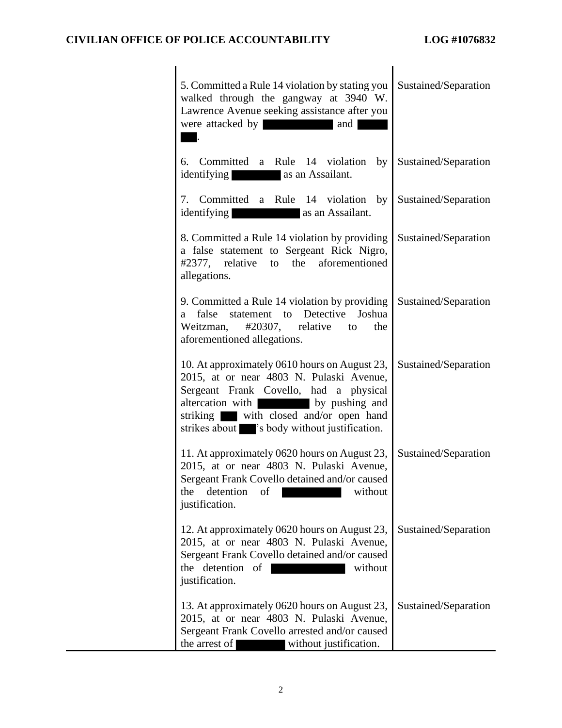| | Allegation | Finding |
|---|---|---|
| | 5. Committed a Rule 14 violation by stating you walked through the gangway at 3940 W. Lawrence Avenue seeking assistance after you were attacked by ██████ and ████. | Sustained/Separation |
| | 6. Committed a Rule 14 violation by identifying ██████ as an Assailant. | Sustained/Separation |
| | 7. Committed a Rule 14 violation by identifying ██████ as an Assailant. | Sustained/Separation |
| | 8. Committed a Rule 14 violation by providing a false statement to Sergeant Rick Nigro, #2377, relative to the aforementioned allegations. | Sustained/Separation |
| | 9. Committed a Rule 14 violation by providing a false statement to Detective Joshua Weitzman, #20307, relative to the aforementioned allegations. | Sustained/Separation |
| | 10. At approximately 0610 hours on August 23, 2015, at or near 4803 N. Pulaski Avenue, Sergeant Frank Covello, had a physical altercation with ██████ by pushing and striking ███ with closed and/or open hand strikes about ███'s body without justification. | Sustained/Separation |
| | 11. At approximately 0620 hours on August 23, 2015, at or near 4803 N. Pulaski Avenue, Sergeant Frank Covello detained and/or caused the detention of ██████ without justification. | Sustained/Separation |
| | 12. At approximately 0620 hours on August 23, 2015, at or near 4803 N. Pulaski Avenue, Sergeant Frank Covello detained and/or caused the detention of ██████ without justification. | Sustained/Separation |
| | 13. At approximately 0620 hours on August 23, 2015, at or near 4803 N. Pulaski Avenue, Sergeant Frank Covello arrested and/or caused the arrest of ██████ without justification. | Sustained/Separation |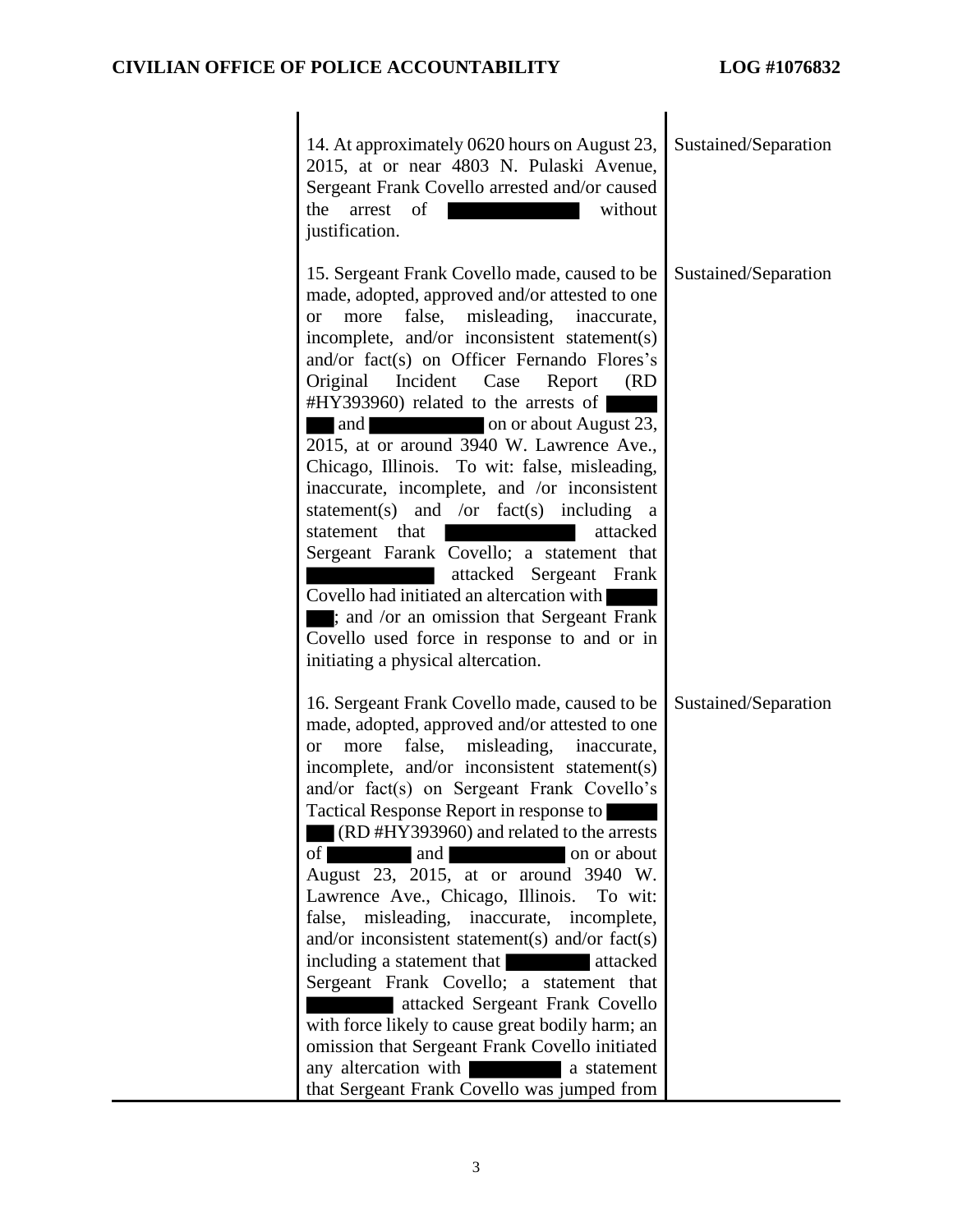| | | |
|---|---|---|
| | 14. At approximately 0620 hours on August 23, 2015, at or near 4803 N. Pulaski Avenue, Sergeant Frank Covello arrested and/or caused the arrest of ██████ without justification. | Sustained/Separation |
| | 15. Sergeant Frank Covello made, caused to be made, adopted, approved and/or attested to one or more false, misleading, inaccurate, incomplete, and/or inconsistent statement(s) and/or fact(s) on Officer Fernando Flores's Original Incident Case Report (RD #HY393960) related to the arrests of ██████ and ██████ on or about August 23, 2015, at or around 3940 W. Lawrence Ave., Chicago, Illinois. To wit: false, misleading, inaccurate, incomplete, and /or inconsistent statement(s) and /or fact(s) including a statement that ██████ attacked Sergeant Farank Covello; a statement that ██████ attacked Sergeant Frank Covello had initiated an altercation with ██████; and /or an omission that Sergeant Frank Covello used force in response to and or in initiating a physical altercation. | Sustained/Separation |
| | 16. Sergeant Frank Covello made, caused to be made, adopted, approved and/or attested to one or more false, misleading, inaccurate, incomplete, and/or inconsistent statement(s) and/or fact(s) on Sergeant Frank Covello's Tactical Response Report in response to ██████ (RD #HY393960) and related to the arrests of ██████ and ██████ on or about August 23, 2015, at or around 3940 W. Lawrence Ave., Chicago, Illinois. To wit: false, misleading, inaccurate, incomplete, and/or inconsistent statement(s) and/or fact(s) including a statement that ██████ attacked Sergeant Frank Covello; a statement that ██████ attacked Sergeant Frank Covello with force likely to cause great bodily harm; an omission that Sergeant Frank Covello initiated any altercation with ██████ a statement that Sergeant Frank Covello was jumped from | Sustained/Separation |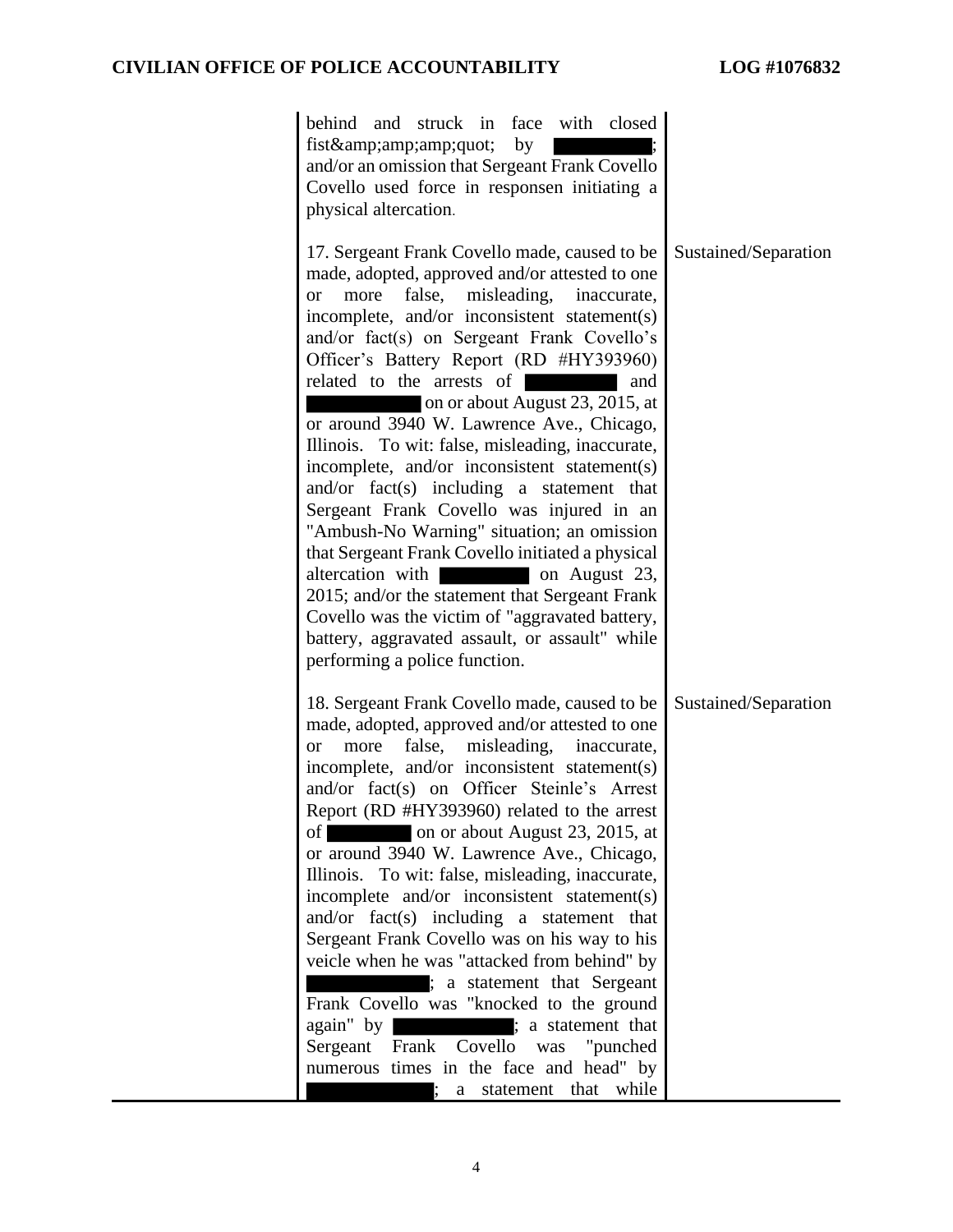| | | |
|---|---|---|
| | behind and struck in face with closed fist&amp;amp;amp;quot; by ████████; and/or an omission that Sergeant Frank Covello Covello used force in responsen initiating a physical altercation. | |
| | 17. Sergeant Frank Covello made, caused to be made, adopted, approved and/or attested to one or more false, misleading, inaccurate, incomplete, and/or inconsistent statement(s) and/or fact(s) on Sergeant Frank Covello's Officer's Battery Report (RD #HY393960) related to the arrests of ████████ and ████████ on or about August 23, 2015, at or around 3940 W. Lawrence Ave., Chicago, Illinois. To wit: false, misleading, inaccurate, incomplete, and/or inconsistent statement(s) and/or fact(s) including a statement that Sergeant Frank Covello was injured in an "Ambush-No Warning" situation; an omission that Sergeant Frank Covello initiated a physical altercation with ████████ on August 23, 2015; and/or the statement that Sergeant Frank Covello was the victim of "aggravated battery, battery, aggravated assault, or assault" while performing a police function. | Sustained/Separation |
| | 18. Sergeant Frank Covello made, caused to be made, adopted, approved and/or attested to one or more false, misleading, inaccurate, incomplete, and/or inconsistent statement(s) and/or fact(s) on Officer Steinle's Arrest Report (RD #HY393960) related to the arrest of ████████ on or about August 23, 2015, at or around 3940 W. Lawrence Ave., Chicago, Illinois. To wit: false, misleading, inaccurate, incomplete and/or inconsistent statement(s) and/or fact(s) including a statement that Sergeant Frank Covello was on his way to his veicle when he was "attacked from behind" by ████████; a statement that Sergeant Frank Covello was "knocked to the ground again" by ████████; a statement that Sergeant Frank Covello was "punched numerous times in the face and head" by ████████; a statement that while | Sustained/Separation |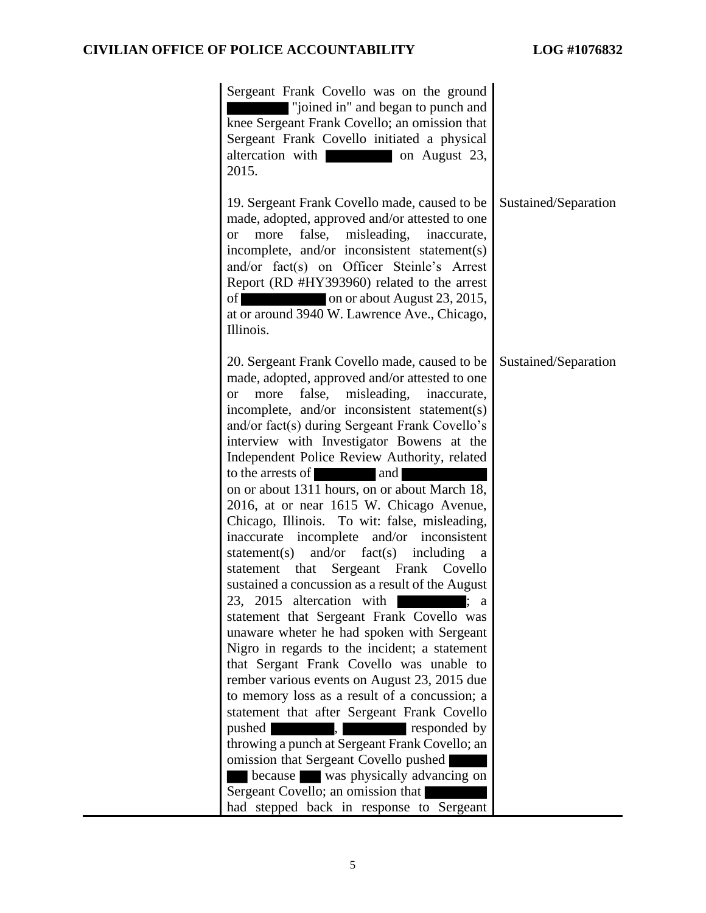| | | |
|---|---|---|
| | Sergeant Frank Covello was on the ground [REDACTED] "joined in" and began to punch and knee Sergeant Frank Covello; an omission that Sergeant Frank Covello initiated a physical altercation with [REDACTED] on August 23, 2015. | |
| | 19. Sergeant Frank Covello made, caused to be made, adopted, approved and/or attested to one or more false, misleading, inaccurate, incomplete, and/or inconsistent statement(s) and/or fact(s) on Officer Steinle's Arrest Report (RD #HY393960) related to the arrest of [REDACTED] on or about August 23, 2015, at or around 3940 W. Lawrence Ave., Chicago, Illinois. | Sustained/Separation |
| | 20. Sergeant Frank Covello made, caused to be made, adopted, approved and/or attested to one or more false, misleading, inaccurate, incomplete, and/or inconsistent statement(s) and/or fact(s) during Sergeant Frank Covello's interview with Investigator Bowens at the Independent Police Review Authority, related to the arrests of [REDACTED] and [REDACTED] on or about 1311 hours, on or about March 18, 2016, at or near 1615 W. Chicago Avenue, Chicago, Illinois. To wit: false, misleading, inaccurate incomplete and/or inconsistent statement(s) and/or fact(s) including a statement that Sergeant Frank Covello sustained a concussion as a result of the August 23, 2015 altercation with [REDACTED]; a statement that Sergeant Frank Covello was unaware wheter he had spoken with Sergeant Nigro in regards to the incident; a statement that Sergant Frank Covello was unable to rember various events on August 23, 2015 due to memory loss as a result of a concussion; a statement that after Sergeant Frank Covello pushed [REDACTED], [REDACTED] responded by throwing a punch at Sergeant Frank Covello; an omission that Sergeant Covello pushed [REDACTED] because [REDACTED] was physically advancing on Sergeant Covello; an omission that [REDACTED] had stepped back in response to Sergeant | Sustained/Separation |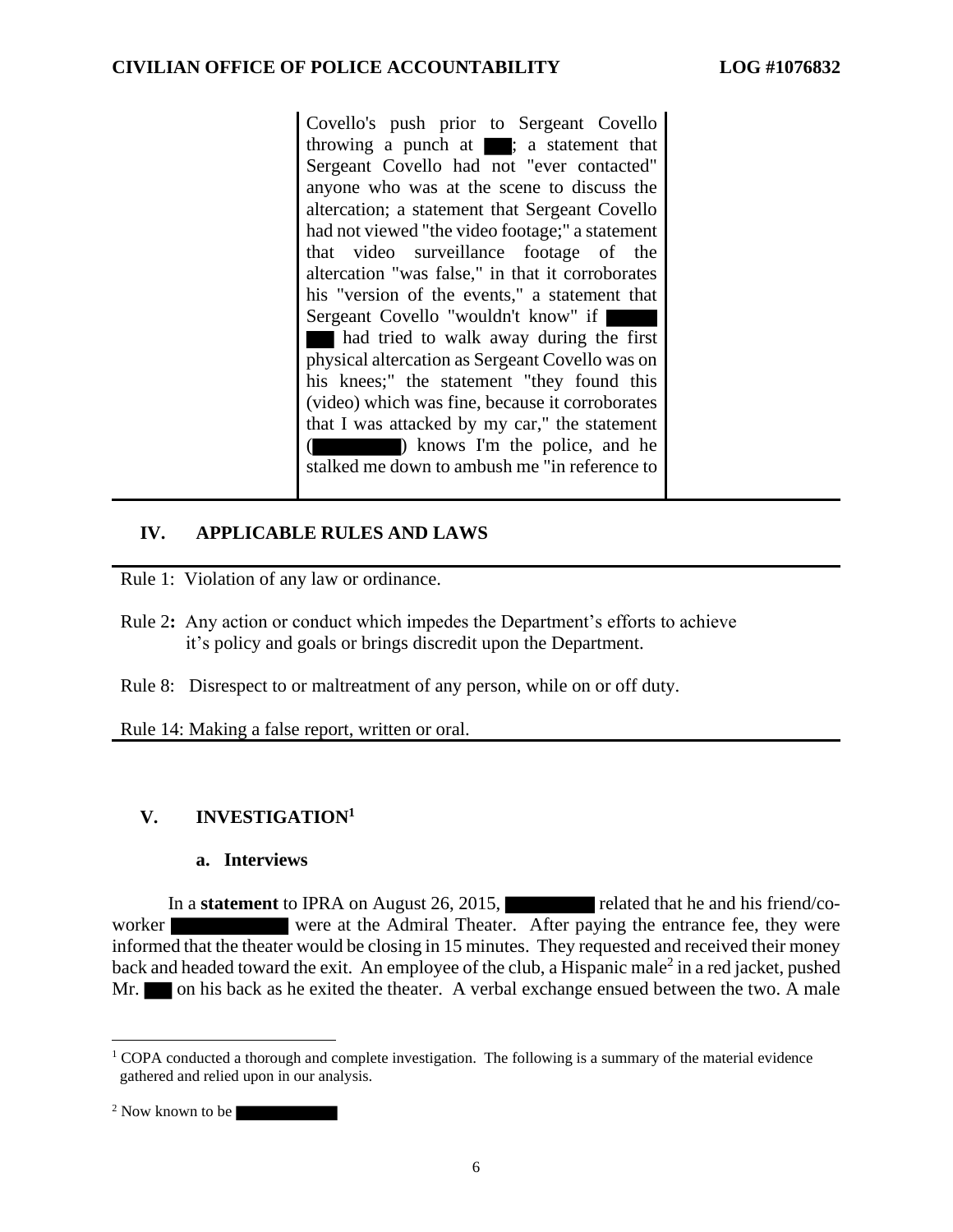| | Covello's push prior to Sergeant Covello throwing a punch at ███; a statement that Sergeant Covello had not "ever contacted" anyone who was at the scene to discuss the altercation; a statement that Sergeant Covello had not viewed "the video footage;" a statement that video surveillance footage of the altercation "was false," in that it corroborates his "version of the events," a statement that Sergeant Covello "wouldn't know" if ███ ███ had tried to walk away during the first physical altercation as Sergeant Covello was on his knees;" the statement "they found this (video) which was fine, because it corroborates that I was attacked by my car," the statement (███) knows I'm the police, and he stalked me down to ambush me "in reference to | |
|---|---|---|

## IV. APPLICABLE RULES AND LAWS

Rule 1: Violation of any law or ordinance.

Rule 2: Any action or conduct which impedes the Department's efforts to achieve it's policy and goals or brings discredit upon the Department.

Rule 8: Disrespect to or maltreatment of any person, while on or off duty.

Rule 14: Making a false report, written or oral.

## V. INVESTIGATION[1]

### a. Interviews

In a **statement** to IPRA on August 26, 2015, ███ related that he and his friend/co-worker ███ were at the Admiral Theater. After paying the entrance fee, they were informed that the theater would be closing in 15 minutes. They requested and received their money back and headed toward the exit. An employee of the club, a Hispanic male[2] in a red jacket, pushed Mr. ███ on his back as he exited the theater. A verbal exchange ensued between the two. A male

[1] COPA conducted a thorough and complete investigation. The following is a summary of the material evidence gathered and relied upon in our analysis.

[2] Now known to be ███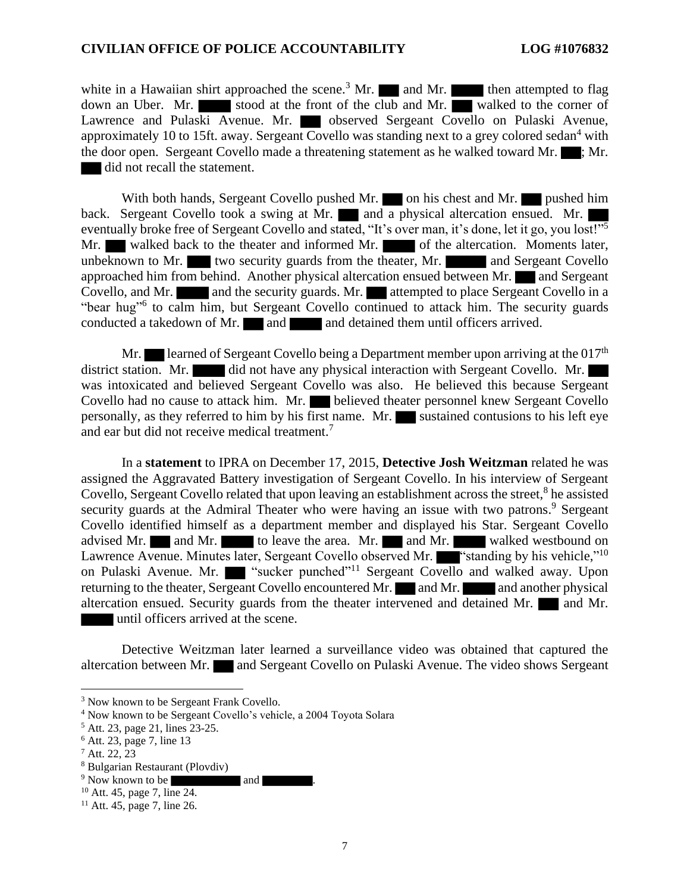white in a Hawaiian shirt approached the scene.[3] Mr. ███ and Mr. █████ then attempted to flag down an Uber. Mr. █████ stood at the front of the club and Mr. ███ walked to the corner of Lawrence and Pulaski Avenue. Mr. ███ observed Sergeant Covello on Pulaski Avenue, approximately 10 to 15ft. away. Sergeant Covello was standing next to a grey colored sedan[4] with the door open. Sergeant Covello made a threatening statement as he walked toward Mr. ███; Mr. ███ did not recall the statement.

With both hands, Sergeant Covello pushed Mr. ███ on his chest and Mr. ███ pushed him back. Sergeant Covello took a swing at Mr. ███ and a physical altercation ensued. Mr. ███ eventually broke free of Sergeant Covello and stated, "It's over man, it's done, let it go, you lost!"[5] Mr. ███ walked back to the theater and informed Mr. █████ of the altercation. Moments later, unbeknown to Mr. ███ two security guards from the theater, Mr. ██████ and Sergeant Covello approached him from behind. Another physical altercation ensued between Mr. ███ and Sergeant Covello, and Mr. █████ and the security guards. Mr. ███ attempted to place Sergeant Covello in a "bear hug"[6] to calm him, but Sergeant Covello continued to attack him. The security guards conducted a takedown of Mr. ███ and █████ and detained them until officers arrived.

Mr. ███ learned of Sergeant Covello being a Department member upon arriving at the 017th district station. Mr. █████ did not have any physical interaction with Sergeant Covello. Mr. ███ was intoxicated and believed Sergeant Covello was also. He believed this because Sergeant Covello had no cause to attack him. Mr. ███ believed theater personnel knew Sergeant Covello personally, as they referred to him by his first name. Mr. ███ sustained contusions to his left eye and ear but did not receive medical treatment.[7]

In a **statement** to IPRA on December 17, 2015, **Detective Josh Weitzman** related he was assigned the Aggravated Battery investigation of Sergeant Covello. In his interview of Sergeant Covello, Sergeant Covello related that upon leaving an establishment across the street,[8] he assisted security guards at the Admiral Theater who were having an issue with two patrons.[9] Sergeant Covello identified himself as a department member and displayed his Star. Sergeant Covello advised Mr. ███ and Mr. █████ to leave the area. Mr. ███ and Mr. █████ walked westbound on Lawrence Avenue. Minutes later, Sergeant Covello observed Mr. ███ "standing by his vehicle,"[10] on Pulaski Avenue. Mr. ███ "sucker punched"[11] Sergeant Covello and walked away. Upon returning to the theater, Sergeant Covello encountered Mr. ███ and Mr. █████ and another physical altercation ensued. Security guards from the theater intervened and detained Mr. ███ and Mr. █████ until officers arrived at the scene.

Detective Weitzman later learned a surveillance video was obtained that captured the altercation between Mr. ███ and Sergeant Covello on Pulaski Avenue. The video shows Sergeant

---

[3] Now known to be Sergeant Frank Covello.

[4] Now known to be Sergeant Covello's vehicle, a 2004 Toyota Solara

[5] Att. 23, page 21, lines 23-25.

[6] Att. 23, page 7, line 13

[7] Att. 22, 23

[8] Bulgarian Restaurant (Plovdiv)

[9] Now known to be ██████████ and ████████.

[10] Att. 45, page 7, line 24.

[11] Att. 45, page 7, line 26.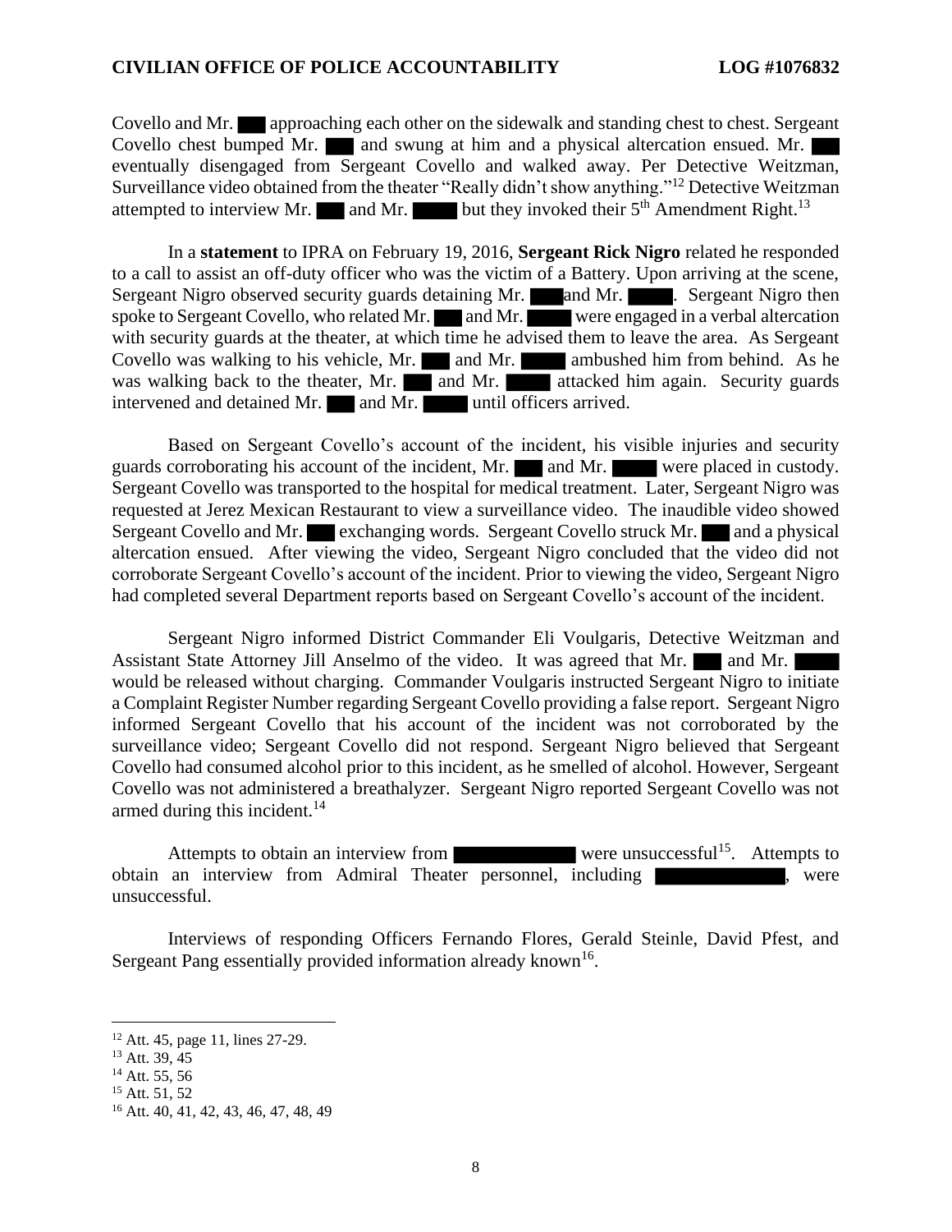Covello and Mr. ███ approaching each other on the sidewalk and standing chest to chest. Sergeant Covello chest bumped Mr. ███ and swung at him and a physical altercation ensued. Mr. ███ eventually disengaged from Sergeant Covello and walked away. Per Detective Weitzman, Surveillance video obtained from the theater "Really didn't show anything."[12] Detective Weitzman attempted to interview Mr. ███ and Mr. ████ but they invoked their 5th Amendment Right.[13]

In a **statement** to IPRA on February 19, 2016, **Sergeant Rick Nigro** related he responded to a call to assist an off-duty officer who was the victim of a Battery. Upon arriving at the scene, Sergeant Nigro observed security guards detaining Mr. ███ and Mr. ████. Sergeant Nigro then spoke to Sergeant Covello, who related Mr. ███ and Mr. ████ were engaged in a verbal altercation with security guards at the theater, at which time he advised them to leave the area. As Sergeant Covello was walking to his vehicle, Mr. ███ and Mr. ████ ambushed him from behind. As he was walking back to the theater, Mr. ███ and Mr. ████ attacked him again. Security guards intervened and detained Mr. ███ and Mr. ████ until officers arrived.

Based on Sergeant Covello's account of the incident, his visible injuries and security guards corroborating his account of the incident, Mr. ███ and Mr. ████ were placed in custody. Sergeant Covello was transported to the hospital for medical treatment. Later, Sergeant Nigro was requested at Jerez Mexican Restaurant to view a surveillance video. The inaudible video showed Sergeant Covello and Mr. ███ exchanging words. Sergeant Covello struck Mr. ███ and a physical altercation ensued. After viewing the video, Sergeant Nigro concluded that the video did not corroborate Sergeant Covello's account of the incident. Prior to viewing the video, Sergeant Nigro had completed several Department reports based on Sergeant Covello's account of the incident.

Sergeant Nigro informed District Commander Eli Voulgaris, Detective Weitzman and Assistant State Attorney Jill Anselmo of the video. It was agreed that Mr. ███ and Mr. ████ would be released without charging. Commander Voulgaris instructed Sergeant Nigro to initiate a Complaint Register Number regarding Sergeant Covello providing a false report. Sergeant Nigro informed Sergeant Covello that his account of the incident was not corroborated by the surveillance video; Sergeant Covello did not respond. Sergeant Nigro believed that Sergeant Covello had consumed alcohol prior to this incident, as he smelled of alcohol. However, Sergeant Covello was not administered a breathalyzer. Sergeant Nigro reported Sergeant Covello was not armed during this incident.[14]

Attempts to obtain an interview from ██████████ were unsuccessful[15]. Attempts to obtain an interview from Admiral Theater personnel, including ██████████, were unsuccessful.

Interviews of responding Officers Fernando Flores, Gerald Steinle, David Pfest, and Sergeant Pang essentially provided information already known[16].

---

[12] Att. 45, page 11, lines 27-29.

[13] Att. 39, 45

[14] Att. 55, 56

[15] Att. 51, 52

[16] Att. 40, 41, 42, 43, 46, 47, 48, 49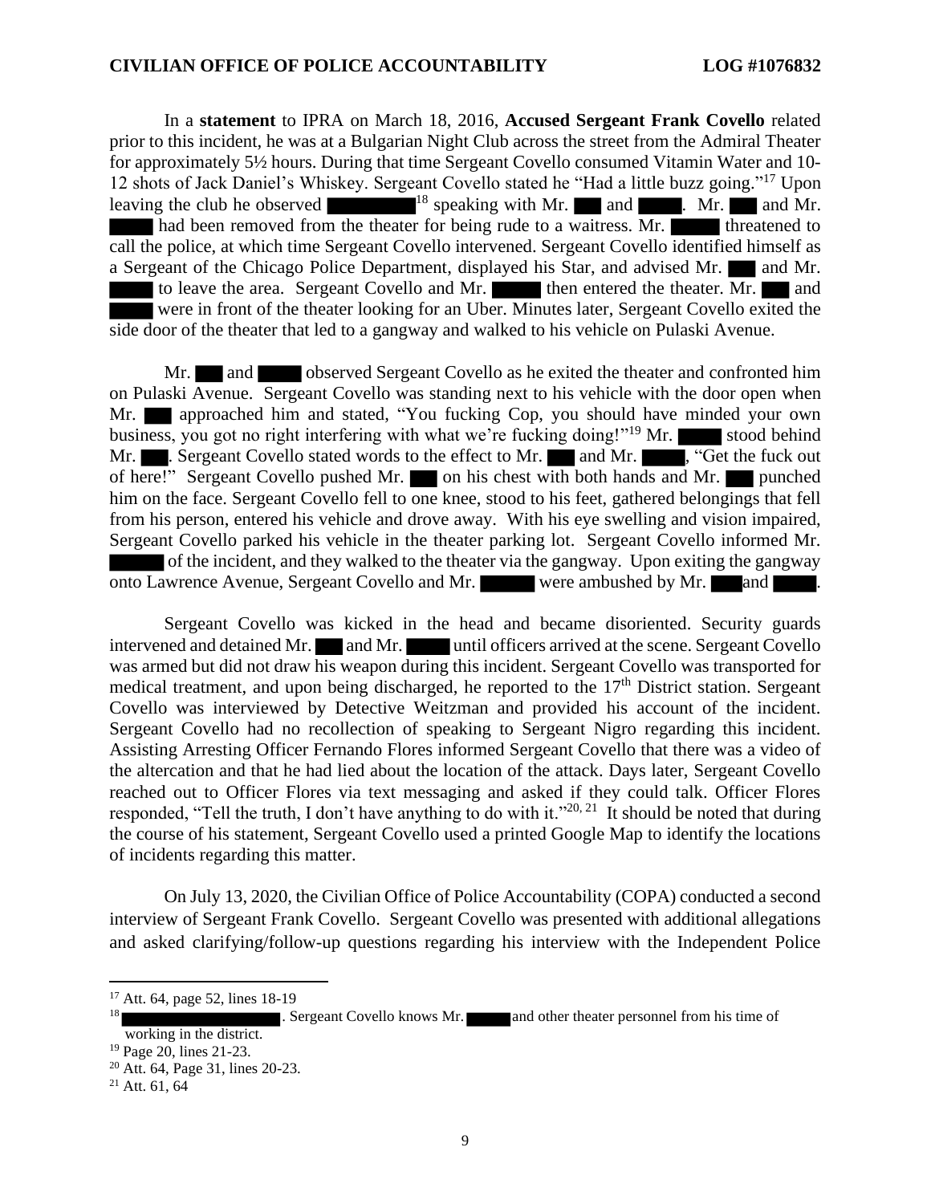In a **statement** to IPRA on March 18, 2016, **Accused Sergeant Frank Covello** related prior to this incident, he was at a Bulgarian Night Club across the street from the Admiral Theater for approximately 5½ hours. During that time Sergeant Covello consumed Vitamin Water and 10-12 shots of Jack Daniel's Whiskey. Sergeant Covello stated he "Had a little buzz going."[17] Upon leaving the club he observed ██████[18] speaking with Mr. ██ and ███. Mr. ██ and Mr. ███ had been removed from the theater for being rude to a waitress. Mr. ████ threatened to call the police, at which time Sergeant Covello intervened. Sergeant Covello identified himself as a Sergeant of the Chicago Police Department, displayed his Star, and advised Mr. ██ and Mr. ███ to leave the area. Sergeant Covello and Mr. ████ then entered the theater. Mr. ██ and ███ were in front of the theater looking for an Uber. Minutes later, Sergeant Covello exited the side door of the theater that led to a gangway and walked to his vehicle on Pulaski Avenue.

Mr. ██ and ███ observed Sergeant Covello as he exited the theater and confronted him on Pulaski Avenue. Sergeant Covello was standing next to his vehicle with the door open when Mr. ██ approached him and stated, "You fucking Cop, you should have minded your own business, you got no right interfering with what we're fucking doing!"[19] Mr. ███ stood behind Mr. ██. Sergeant Covello stated words to the effect to Mr. ██ and Mr. ███, "Get the fuck out of here!" Sergeant Covello pushed Mr. ██ on his chest with both hands and Mr. ██ punched him on the face. Sergeant Covello fell to one knee, stood to his feet, gathered belongings that fell from his person, entered his vehicle and drove away. With his eye swelling and vision impaired, Sergeant Covello parked his vehicle in the theater parking lot. Sergeant Covello informed Mr. ████ of the incident, and they walked to the theater via the gangway. Upon exiting the gangway onto Lawrence Avenue, Sergeant Covello and Mr. ████ were ambushed by Mr. ██ and ███.

Sergeant Covello was kicked in the head and became disoriented. Security guards intervened and detained Mr. ██ and Mr. ███ until officers arrived at the scene. Sergeant Covello was armed but did not draw his weapon during this incident. Sergeant Covello was transported for medical treatment, and upon being discharged, he reported to the 17th District station. Sergeant Covello was interviewed by Detective Weitzman and provided his account of the incident. Sergeant Covello had no recollection of speaking to Sergeant Nigro regarding this incident. Assisting Arresting Officer Fernando Flores informed Sergeant Covello that there was a video of the altercation and that he had lied about the location of the attack. Days later, Sergeant Covello reached out to Officer Flores via text messaging and asked if they could talk. Officer Flores responded, "Tell the truth, I don't have anything to do with it."[20, 21] It should be noted that during the course of his statement, Sergeant Covello used a printed Google Map to identify the locations of incidents regarding this matter.

On July 13, 2020, the Civilian Office of Police Accountability (COPA) conducted a second interview of Sergeant Frank Covello. Sergeant Covello was presented with additional allegations and asked clarifying/follow-up questions regarding his interview with the Independent Police

---

[17] Att. 64, page 52, lines 18-19

[18] ████████. Sergeant Covello knows Mr. ████ and other theater personnel from his time of working in the district.

[19] Page 20, lines 21-23.

[20] Att. 64, Page 31, lines 20-23.

[21] Att. 61, 64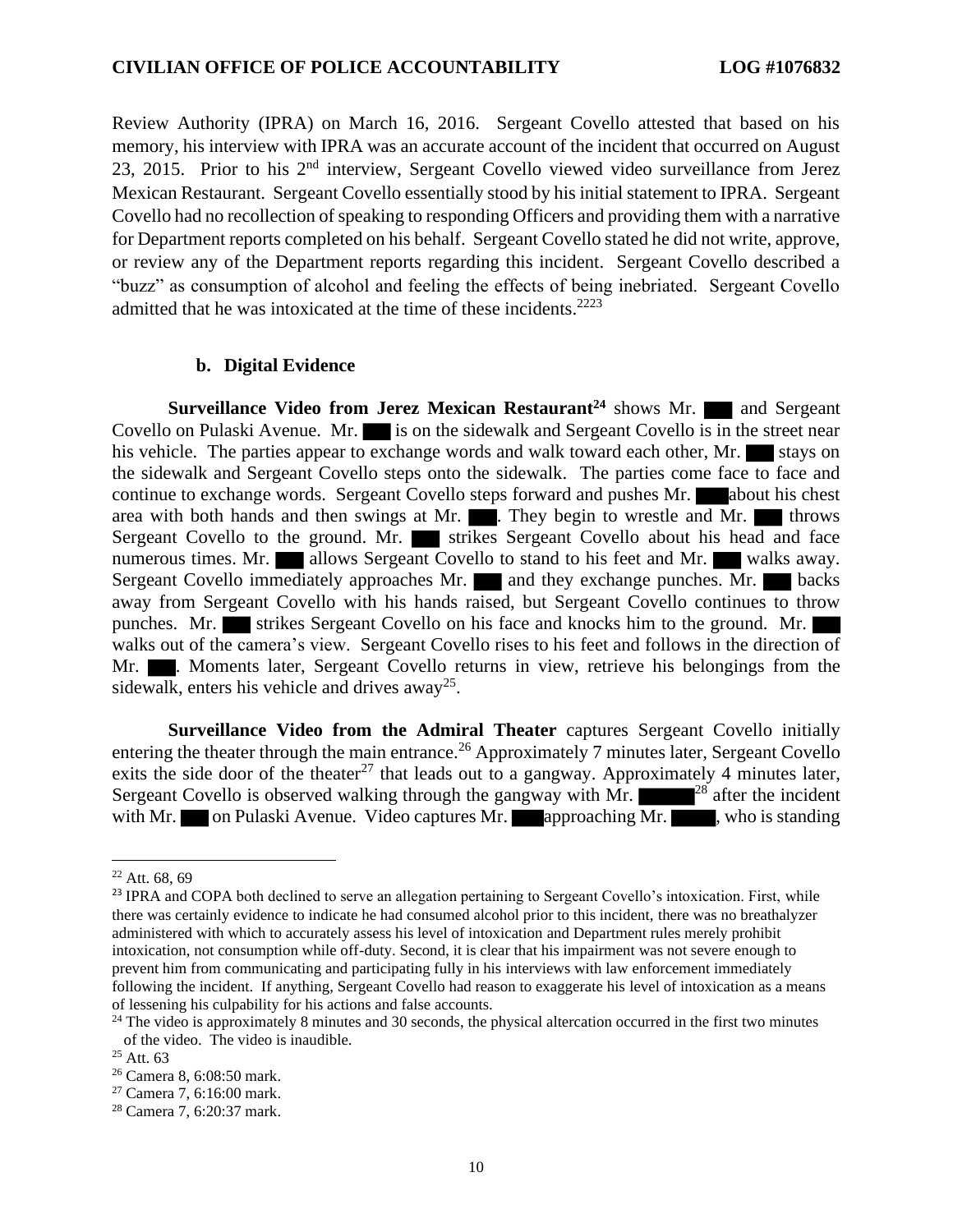Review Authority (IPRA) on March 16, 2016. Sergeant Covello attested that based on his memory, his interview with IPRA was an accurate account of the incident that occurred on August 23, 2015. Prior to his 2nd interview, Sergeant Covello viewed video surveillance from Jerez Mexican Restaurant. Sergeant Covello essentially stood by his initial statement to IPRA. Sergeant Covello had no recollection of speaking to responding Officers and providing them with a narrative for Department reports completed on his behalf. Sergeant Covello stated he did not write, approve, or review any of the Department reports regarding this incident. Sergeant Covello described a "buzz" as consumption of alcohol and feeling the effects of being inebriated. Sergeant Covello admitted that he was intoxicated at the time of these incidents.[22][23]

### b. Digital Evidence

**Surveillance Video from Jerez Mexican Restaurant[24]** shows Mr. ███ and Sergeant Covello on Pulaski Avenue. Mr. ███ is on the sidewalk and Sergeant Covello is in the street near his vehicle. The parties appear to exchange words and walk toward each other, Mr. ███ stays on the sidewalk and Sergeant Covello steps onto the sidewalk. The parties come face to face and continue to exchange words. Sergeant Covello steps forward and pushes Mr. ███ about his chest area with both hands and then swings at Mr. ███. They begin to wrestle and Mr. ███ throws Sergeant Covello to the ground. Mr. ███ strikes Sergeant Covello about his head and face numerous times. Mr. ███ allows Sergeant Covello to stand to his feet and Mr. ███ walks away. Sergeant Covello immediately approaches Mr. ███ and they exchange punches. Mr. ███ backs away from Sergeant Covello with his hands raised, but Sergeant Covello continues to throw punches. Mr. ███ strikes Sergeant Covello on his face and knocks him to the ground. Mr. ███ walks out of the camera's view. Sergeant Covello rises to his feet and follows in the direction of Mr. ███. Moments later, Sergeant Covello returns in view, retrieve his belongings from the sidewalk, enters his vehicle and drives away[25].

**Surveillance Video from the Admiral Theater** captures Sergeant Covello initially entering the theater through the main entrance.[26] Approximately 7 minutes later, Sergeant Covello exits the side door of the theater[27] that leads out to a gangway. Approximately 4 minutes later, Sergeant Covello is observed walking through the gangway with Mr. █████[28] after the incident with Mr. ███ on Pulaski Avenue. Video captures Mr. ███ approaching Mr. █████, who is standing

---

[22] Att. 68, 69

[23] IPRA and COPA both declined to serve an allegation pertaining to Sergeant Covello's intoxication. First, while there was certainly evidence to indicate he had consumed alcohol prior to this incident, there was no breathalyzer administered with which to accurately assess his level of intoxication and Department rules merely prohibit intoxication, not consumption while off-duty. Second, it is clear that his impairment was not severe enough to prevent him from communicating and participating fully in his interviews with law enforcement immediately following the incident. If anything, Sergeant Covello had reason to exaggerate his level of intoxication as a means of lessening his culpability for his actions and false accounts.

[24] The video is approximately 8 minutes and 30 seconds, the physical altercation occurred in the first two minutes of the video. The video is inaudible.

[25] Att. 63

[26] Camera 8, 6:08:50 mark.

[27] Camera 7, 6:16:00 mark.

[28] Camera 7, 6:20:37 mark.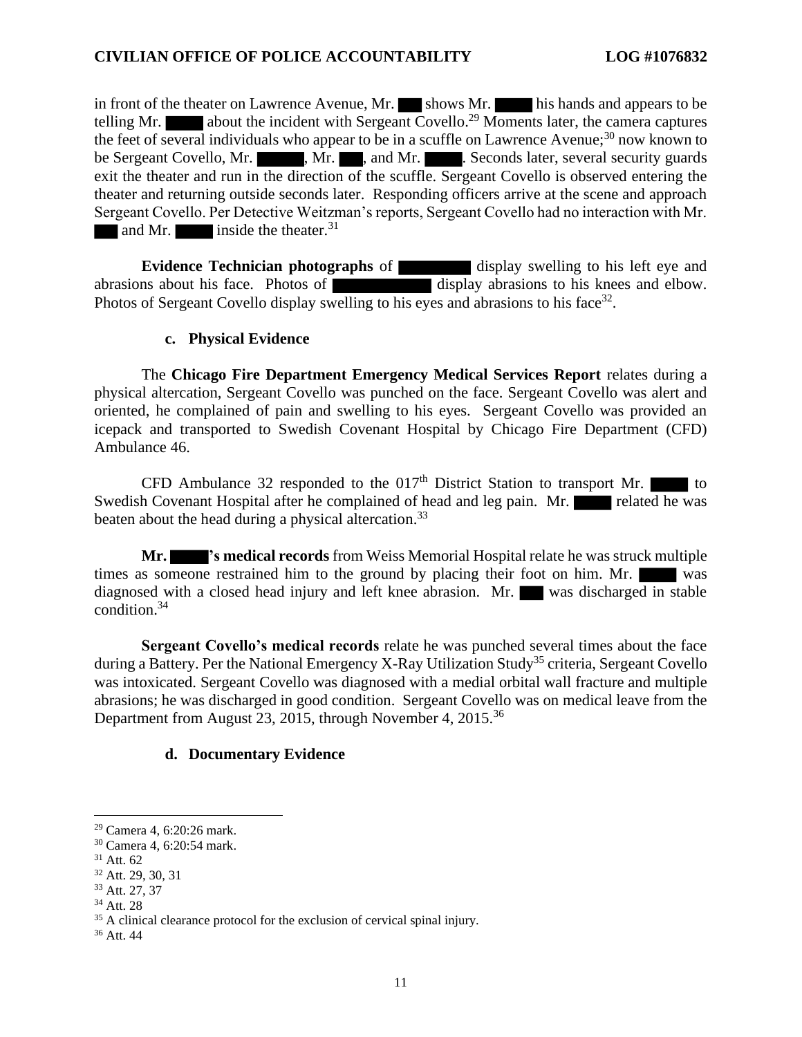in front of the theater on Lawrence Avenue, Mr. ███ shows Mr. ████ his hands and appears to be telling Mr. ████ about the incident with Sergeant Covello.[29] Moments later, the camera captures the feet of several individuals who appear to be in a scuffle on Lawrence Avenue;[30] now known to be Sergeant Covello, Mr. █████, Mr. ███, and Mr. ████. Seconds later, several security guards exit the theater and run in the direction of the scuffle. Sergeant Covello is observed entering the theater and returning outside seconds later. Responding officers arrive at the scene and approach Sergeant Covello. Per Detective Weitzman's reports, Sergeant Covello had no interaction with Mr. ███ and Mr. ████ inside the theater.[31]

**Evidence Technician photographs** of ████████ display swelling to his left eye and abrasions about his face. Photos of ███████████ display abrasions to his knees and elbow. Photos of Sergeant Covello display swelling to his eyes and abrasions to his face[32].

### c. Physical Evidence

The **Chicago Fire Department Emergency Medical Services Report** relates during a physical altercation, Sergeant Covello was punched on the face. Sergeant Covello was alert and oriented, he complained of pain and swelling to his eyes. Sergeant Covello was provided an icepack and transported to Swedish Covenant Hospital by Chicago Fire Department (CFD) Ambulance 46.

CFD Ambulance 32 responded to the 017th District Station to transport Mr. ████ to Swedish Covenant Hospital after he complained of head and leg pain. Mr. ████ related he was beaten about the head during a physical altercation.[33]

**Mr. ████'s medical records** from Weiss Memorial Hospital relate he was struck multiple times as someone restrained him to the ground by placing their foot on him. Mr. ████ was diagnosed with a closed head injury and left knee abrasion. Mr. ███ was discharged in stable condition.[34]

**Sergeant Covello's medical records** relate he was punched several times about the face during a Battery. Per the National Emergency X-Ray Utilization Study[35] criteria, Sergeant Covello was intoxicated. Sergeant Covello was diagnosed with a medial orbital wall fracture and multiple abrasions; he was discharged in good condition. Sergeant Covello was on medical leave from the Department from August 23, 2015, through November 4, 2015.[36]

### d. Documentary Evidence

---

[29] Camera 4, 6:20:26 mark.
[30] Camera 4, 6:20:54 mark.
[31] Att. 62
[32] Att. 29, 30, 31
[33] Att. 27, 37
[34] Att. 28
[35] A clinical clearance protocol for the exclusion of cervical spinal injury.
[36] Att. 44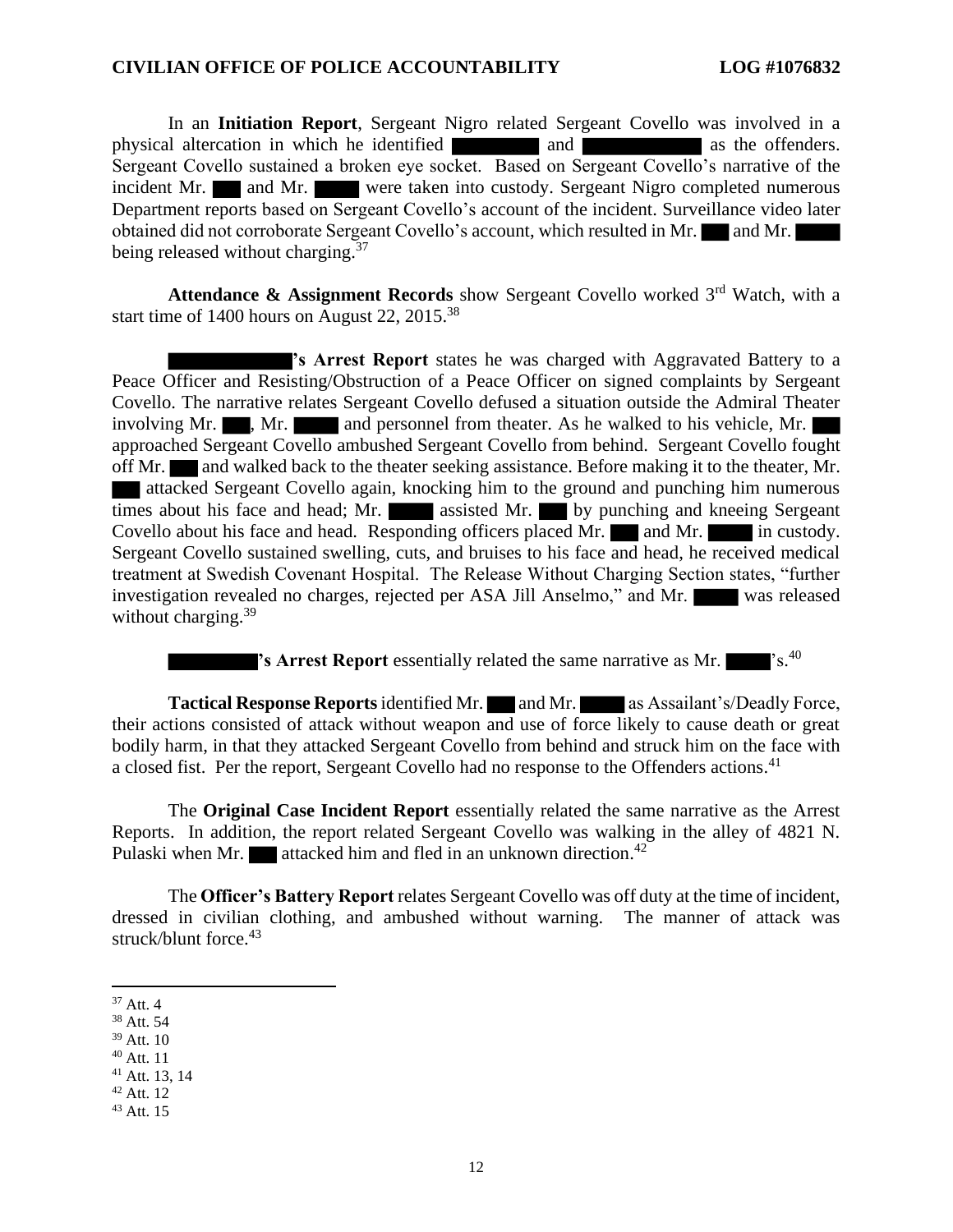In an **Initiation Report**, Sergeant Nigro related Sergeant Covello was involved in a physical altercation in which he identified ██████ and ████████ as the offenders. Sergeant Covello sustained a broken eye socket. Based on Sergeant Covello's narrative of the incident Mr. ██ and Mr. ███ were taken into custody. Sergeant Nigro completed numerous Department reports based on Sergeant Covello's account of the incident. Surveillance video later obtained did not corroborate Sergeant Covello's account, which resulted in Mr. ██ and Mr. ███ being released without charging.[37]

**Attendance & Assignment Records** show Sergeant Covello worked 3rd Watch, with a start time of 1400 hours on August 22, 2015.[38]

**████████'s Arrest Report** states he was charged with Aggravated Battery to a Peace Officer and Resisting/Obstruction of a Peace Officer on signed complaints by Sergeant Covello. The narrative relates Sergeant Covello defused a situation outside the Admiral Theater involving Mr. ██, Mr. ███ and personnel from theater. As he walked to his vehicle, Mr. ██ approached Sergeant Covello ambushed Sergeant Covello from behind. Sergeant Covello fought off Mr. ██ and walked back to the theater seeking assistance. Before making it to the theater, Mr. ██ attacked Sergeant Covello again, knocking him to the ground and punching him numerous times about his face and head; Mr. ███ assisted Mr. ██ by punching and kneeing Sergeant Covello about his face and head. Responding officers placed Mr. ██ and Mr. ███ in custody. Sergeant Covello sustained swelling, cuts, and bruises to his face and head, he received medical treatment at Swedish Covenant Hospital. The Release Without Charging Section states, "further investigation revealed no charges, rejected per ASA Jill Anselmo," and Mr. ███ was released without charging.[39]

**██████'s Arrest Report** essentially related the same narrative as Mr. ███'s.[40]

**Tactical Response Reports** identified Mr. ██ and Mr. ███ as Assailant's/Deadly Force, their actions consisted of attack without weapon and use of force likely to cause death or great bodily harm, in that they attacked Sergeant Covello from behind and struck him on the face with a closed fist. Per the report, Sergeant Covello had no response to the Offenders actions.[41]

The **Original Case Incident Report** essentially related the same narrative as the Arrest Reports. In addition, the report related Sergeant Covello was walking in the alley of 4821 N. Pulaski when Mr. ██ attacked him and fled in an unknown direction.[42]

The **Officer's Battery Report** relates Sergeant Covello was off duty at the time of incident, dressed in civilian clothing, and ambushed without warning. The manner of attack was struck/blunt force.[43]

---

[37] Att. 4
[38] Att. 54
[39] Att. 10
[40] Att. 11
[41] Att. 13, 14
[42] Att. 12
[43] Att. 15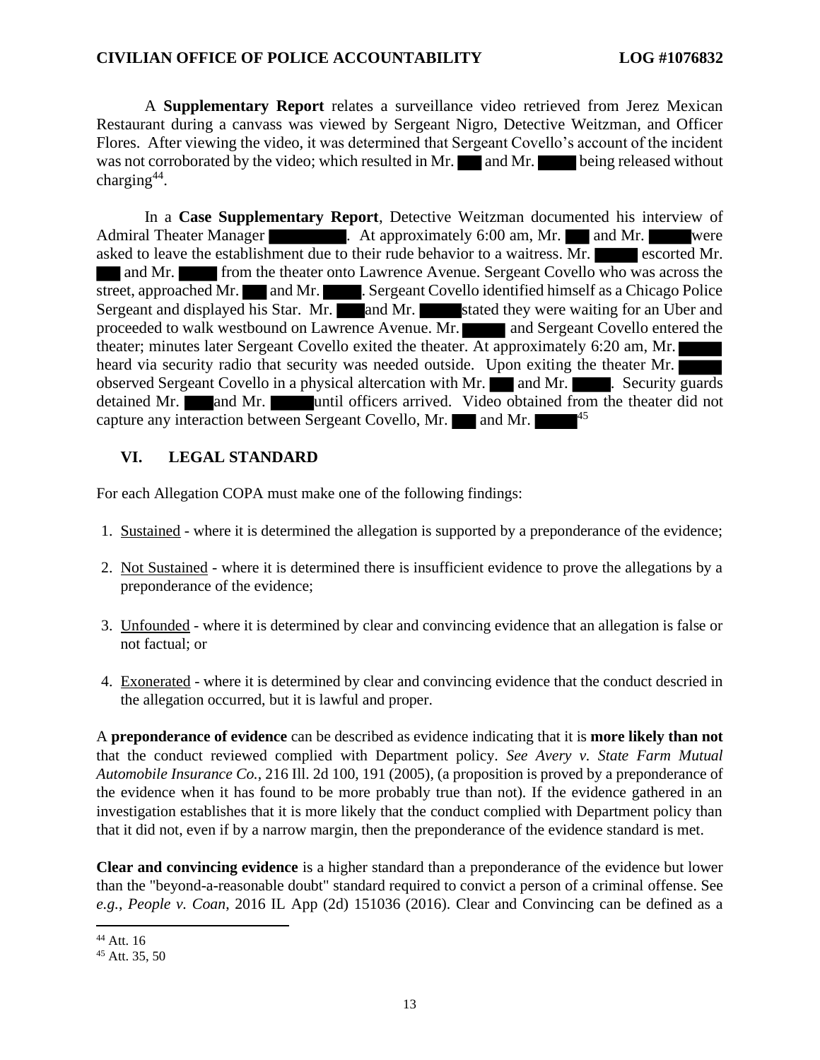A **Supplementary Report** relates a surveillance video retrieved from Jerez Mexican Restaurant during a canvass was viewed by Sergeant Nigro, Detective Weitzman, and Officer Flores. After viewing the video, it was determined that Sergeant Covello's account of the incident was not corroborated by the video; which resulted in Mr. ███ and Mr. █████ being released without charging[44].

In a **Case Supplementary Report**, Detective Weitzman documented his interview of Admiral Theater Manager ████████. At approximately 6:00 am, Mr. ███ and Mr. █████ were asked to leave the establishment due to their rude behavior to a waitress. Mr. █████ escorted Mr. ███ and Mr. █████ from the theater onto Lawrence Avenue. Sergeant Covello who was across the street, approached Mr. ███ and Mr. █████. Sergeant Covello identified himself as a Chicago Police Sergeant and displayed his Star. Mr. ███ and Mr. █████ stated they were waiting for an Uber and proceeded to walk westbound on Lawrence Avenue. Mr. █████ and Sergeant Covello entered the theater; minutes later Sergeant Covello exited the theater. At approximately 6:20 am, Mr. █████ heard via security radio that security was needed outside. Upon exiting the theater Mr. █████ observed Sergeant Covello in a physical altercation with Mr. ███ and Mr. █████. Security guards detained Mr. ███ and Mr. █████ until officers arrived. Video obtained from the theater did not capture any interaction between Sergeant Covello, Mr. ███ and Mr. █████[45]

## VI. LEGAL STANDARD

For each Allegation COPA must make one of the following findings:

1. Sustained - where it is determined the allegation is supported by a preponderance of the evidence;

2. Not Sustained - where it is determined there is insufficient evidence to prove the allegations by a preponderance of the evidence;

3. Unfounded - where it is determined by clear and convincing evidence that an allegation is false or not factual; or

4. Exonerated - where it is determined by clear and convincing evidence that the conduct descried in the allegation occurred, but it is lawful and proper.

A **preponderance of evidence** can be described as evidence indicating that it is **more likely than not** that the conduct reviewed complied with Department policy. *See Avery v. State Farm Mutual Automobile Insurance Co.*, 216 Ill. 2d 100, 191 (2005), (a proposition is proved by a preponderance of the evidence when it has found to be more probably true than not). If the evidence gathered in an investigation establishes that it is more likely that the conduct complied with Department policy than that it did not, even if by a narrow margin, then the preponderance of the evidence standard is met.

**Clear and convincing evidence** is a higher standard than a preponderance of the evidence but lower than the "beyond-a-reasonable doubt" standard required to convict a person of a criminal offense. See *e.g.*, *People v. Coan*, 2016 IL App (2d) 151036 (2016). Clear and Convincing can be defined as a

---

[44] Att. 16

[45] Att. 35, 50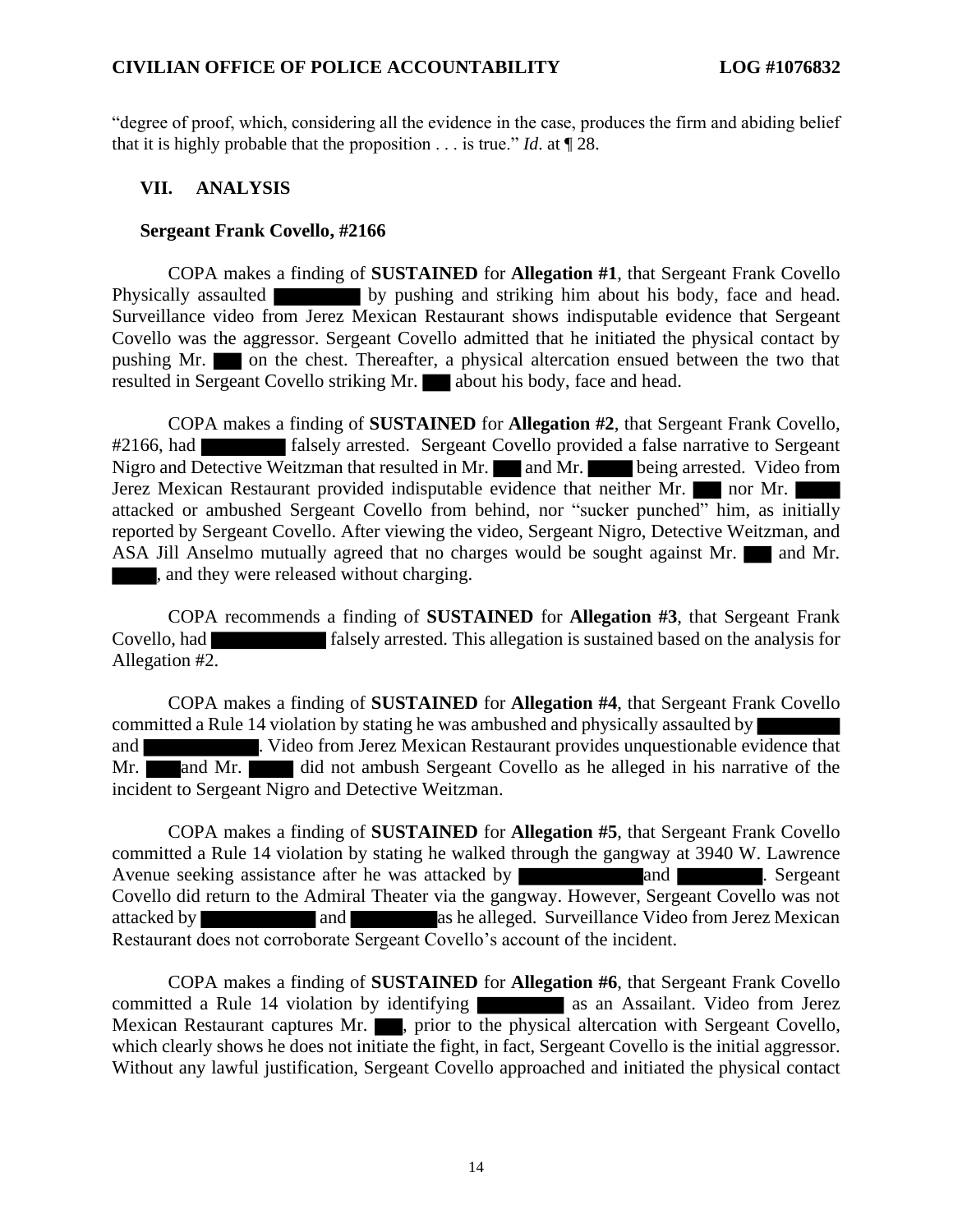"degree of proof, which, considering all the evidence in the case, produces the firm and abiding belief that it is highly probable that the proposition . . . is true." *Id*. at ¶ 28.

## VII. ANALYSIS

### Sergeant Frank Covello, #2166

COPA makes a finding of **SUSTAINED** for **Allegation #1**, that Sergeant Frank Covello Physically assaulted ██████ by pushing and striking him about his body, face and head. Surveillance video from Jerez Mexican Restaurant shows indisputable evidence that Sergeant Covello was the aggressor. Sergeant Covello admitted that he initiated the physical contact by pushing Mr. ███ on the chest. Thereafter, a physical altercation ensued between the two that resulted in Sergeant Covello striking Mr. ███ about his body, face and head.

COPA makes a finding of **SUSTAINED** for **Allegation #2**, that Sergeant Frank Covello, #2166, had ██████ falsely arrested. Sergeant Covello provided a false narrative to Sergeant Nigro and Detective Weitzman that resulted in Mr. ███ and Mr. ████ being arrested. Video from Jerez Mexican Restaurant provided indisputable evidence that neither Mr. ███ nor Mr. ████ attacked or ambushed Sergeant Covello from behind, nor "sucker punched" him, as initially reported by Sergeant Covello. After viewing the video, Sergeant Nigro, Detective Weitzman, and ASA Jill Anselmo mutually agreed that no charges would be sought against Mr. ███ and Mr. ████, and they were released without charging.

COPA recommends a finding of **SUSTAINED** for **Allegation #3**, that Sergeant Frank Covello, had ████████ falsely arrested. This allegation is sustained based on the analysis for Allegation #2.

COPA makes a finding of **SUSTAINED** for **Allegation #4**, that Sergeant Frank Covello committed a Rule 14 violation by stating he was ambushed and physically assaulted by ██████ and ████████. Video from Jerez Mexican Restaurant provides unquestionable evidence that Mr. ███ and Mr. ████ did not ambush Sergeant Covello as he alleged in his narrative of the incident to Sergeant Nigro and Detective Weitzman.

COPA makes a finding of **SUSTAINED** for **Allegation #5**, that Sergeant Frank Covello committed a Rule 14 violation by stating he walked through the gangway at 3940 W. Lawrence Avenue seeking assistance after he was attacked by ████████ and ██████. Sergeant Covello did return to the Admiral Theater via the gangway. However, Sergeant Covello was not attacked by ████████ and ██████ as he alleged. Surveillance Video from Jerez Mexican Restaurant does not corroborate Sergeant Covello's account of the incident.

COPA makes a finding of **SUSTAINED** for **Allegation #6**, that Sergeant Frank Covello committed a Rule 14 violation by identifying ██████ as an Assailant. Video from Jerez Mexican Restaurant captures Mr. ███, prior to the physical altercation with Sergeant Covello, which clearly shows he does not initiate the fight, in fact, Sergeant Covello is the initial aggressor. Without any lawful justification, Sergeant Covello approached and initiated the physical contact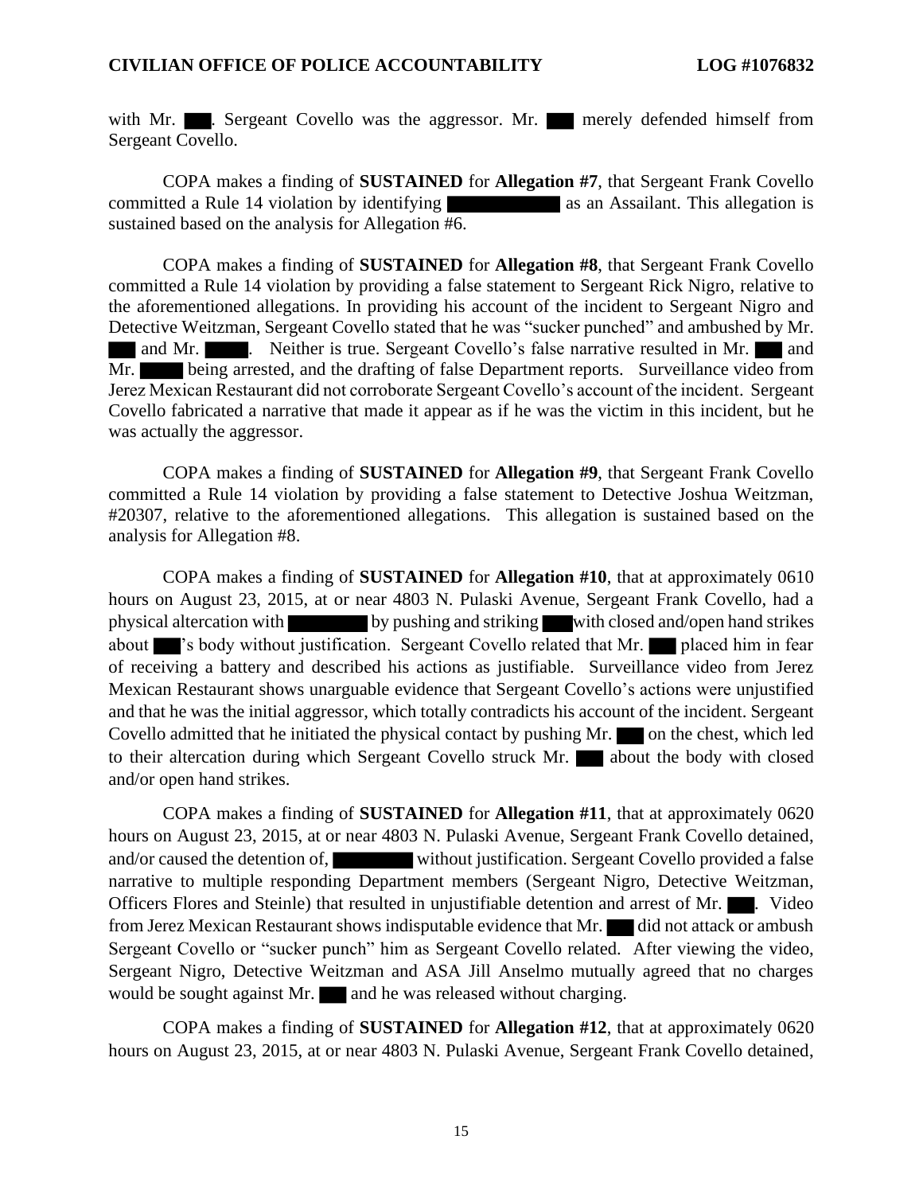with Mr. ███. Sergeant Covello was the aggressor. Mr. ███ merely defended himself from Sergeant Covello.

COPA makes a finding of **SUSTAINED** for **Allegation #7**, that Sergeant Frank Covello committed a Rule 14 violation by identifying ███████████ as an Assailant. This allegation is sustained based on the analysis for Allegation #6.

COPA makes a finding of **SUSTAINED** for **Allegation #8**, that Sergeant Frank Covello committed a Rule 14 violation by providing a false statement to Sergeant Rick Nigro, relative to the aforementioned allegations. In providing his account of the incident to Sergeant Nigro and Detective Weitzman, Sergeant Covello stated that he was "sucker punched" and ambushed by Mr. ███ and Mr. █████. Neither is true. Sergeant Covello's false narrative resulted in Mr. ███ and Mr. █████ being arrested, and the drafting of false Department reports. Surveillance video from Jerez Mexican Restaurant did not corroborate Sergeant Covello's account of the incident. Sergeant Covello fabricated a narrative that made it appear as if he was the victim in this incident, but he was actually the aggressor.

COPA makes a finding of **SUSTAINED** for **Allegation #9**, that Sergeant Frank Covello committed a Rule 14 violation by providing a false statement to Detective Joshua Weitzman, #20307, relative to the aforementioned allegations. This allegation is sustained based on the analysis for Allegation #8.

COPA makes a finding of **SUSTAINED** for **Allegation #10**, that at approximately 0610 hours on August 23, 2015, at or near 4803 N. Pulaski Avenue, Sergeant Frank Covello, had a physical altercation with ████████ by pushing and striking ███ with closed and/open hand strikes about ███'s body without justification. Sergeant Covello related that Mr. ███ placed him in fear of receiving a battery and described his actions as justifiable. Surveillance video from Jerez Mexican Restaurant shows unarguable evidence that Sergeant Covello's actions were unjustified and that he was the initial aggressor, which totally contradicts his account of the incident. Sergeant Covello admitted that he initiated the physical contact by pushing Mr. ███ on the chest, which led to their altercation during which Sergeant Covello struck Mr. ███ about the body with closed and/or open hand strikes.

COPA makes a finding of **SUSTAINED** for **Allegation #11**, that at approximately 0620 hours on August 23, 2015, at or near 4803 N. Pulaski Avenue, Sergeant Frank Covello detained, and/or caused the detention of, ████████ without justification. Sergeant Covello provided a false narrative to multiple responding Department members (Sergeant Nigro, Detective Weitzman, Officers Flores and Steinle) that resulted in unjustifiable detention and arrest of Mr. ███. Video from Jerez Mexican Restaurant shows indisputable evidence that Mr. ███ did not attack or ambush Sergeant Covello or "sucker punch" him as Sergeant Covello related. After viewing the video, Sergeant Nigro, Detective Weitzman and ASA Jill Anselmo mutually agreed that no charges would be sought against Mr. ███ and he was released without charging.

COPA makes a finding of **SUSTAINED** for **Allegation #12**, that at approximately 0620 hours on August 23, 2015, at or near 4803 N. Pulaski Avenue, Sergeant Frank Covello detained,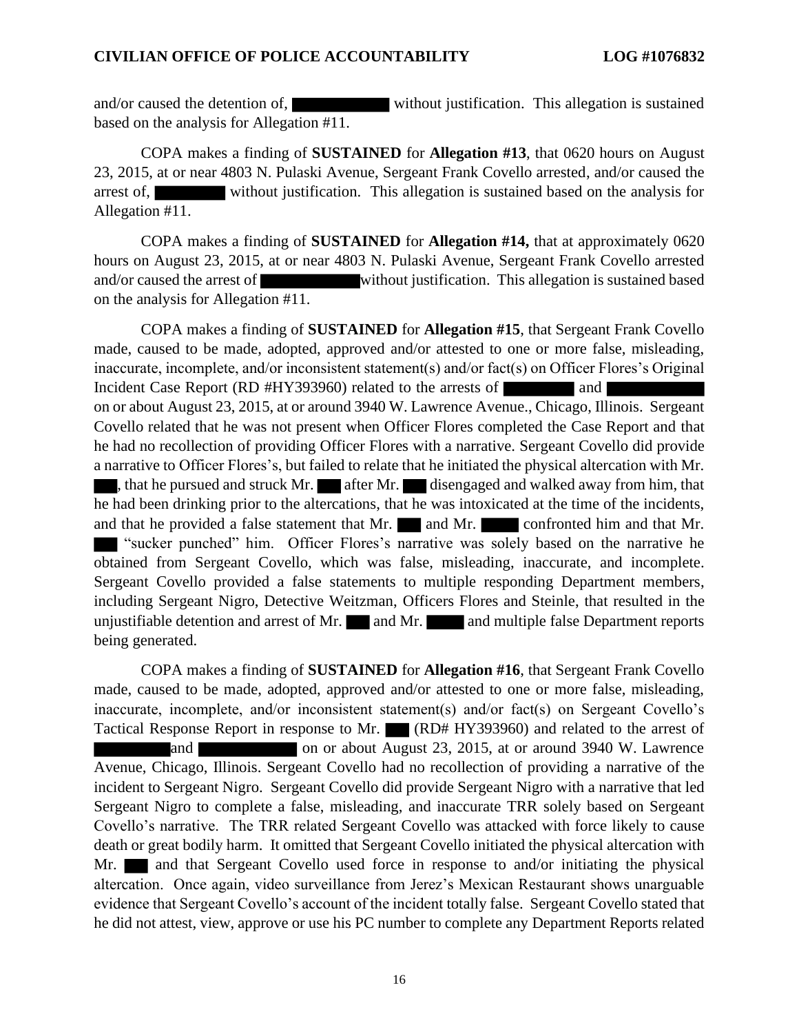and/or caused the detention of, ████████ without justification. This allegation is sustained based on the analysis for Allegation #11.

COPA makes a finding of **SUSTAINED** for **Allegation #13**, that 0620 hours on August 23, 2015, at or near 4803 N. Pulaski Avenue, Sergeant Frank Covello arrested, and/or caused the arrest of, ██████ without justification. This allegation is sustained based on the analysis for Allegation #11.

COPA makes a finding of **SUSTAINED** for **Allegation #14,** that at approximately 0620 hours on August 23, 2015, at or near 4803 N. Pulaski Avenue, Sergeant Frank Covello arrested and/or caused the arrest of ████████ without justification. This allegation is sustained based on the analysis for Allegation #11.

COPA makes a finding of **SUSTAINED** for **Allegation #15**, that Sergeant Frank Covello made, caused to be made, adopted, approved and/or attested to one or more false, misleading, inaccurate, incomplete, and/or inconsistent statement(s) and/or fact(s) on Officer Flores's Original Incident Case Report (RD #HY393960) related to the arrests of ██████ and ████████ on or about August 23, 2015, at or around 3940 W. Lawrence Avenue., Chicago, Illinois. Sergeant Covello related that he was not present when Officer Flores completed the Case Report and that he had no recollection of providing Officer Flores with a narrative. Sergeant Covello did provide a narrative to Officer Flores's, but failed to relate that he initiated the physical altercation with Mr. ███, that he pursued and struck Mr. ███ after Mr. ███ disengaged and walked away from him, that he had been drinking prior to the altercations, that he was intoxicated at the time of the incidents, and that he provided a false statement that Mr. ███ and Mr. ████ confronted him and that Mr. ███ "sucker punched" him. Officer Flores's narrative was solely based on the narrative he obtained from Sergeant Covello, which was false, misleading, inaccurate, and incomplete. Sergeant Covello provided a false statements to multiple responding Department members, including Sergeant Nigro, Detective Weitzman, Officers Flores and Steinle, that resulted in the unjustifiable detention and arrest of Mr. ███ and Mr. ████ and multiple false Department reports being generated.

COPA makes a finding of **SUSTAINED** for **Allegation #16**, that Sergeant Frank Covello made, caused to be made, adopted, approved and/or attested to one or more false, misleading, inaccurate, incomplete, and/or inconsistent statement(s) and/or fact(s) on Sergeant Covello's Tactical Response Report in response to Mr. ███ (RD# HY393960) and related to the arrest of ██████ and ████████ on or about August 23, 2015, at or around 3940 W. Lawrence Avenue, Chicago, Illinois. Sergeant Covello had no recollection of providing a narrative of the incident to Sergeant Nigro. Sergeant Covello did provide Sergeant Nigro with a narrative that led Sergeant Nigro to complete a false, misleading, and inaccurate TRR solely based on Sergeant Covello's narrative. The TRR related Sergeant Covello was attacked with force likely to cause death or great bodily harm. It omitted that Sergeant Covello initiated the physical altercation with Mr. ███ and that Sergeant Covello used force in response to and/or initiating the physical altercation. Once again, video surveillance from Jerez's Mexican Restaurant shows unarguable evidence that Sergeant Covello's account of the incident totally false. Sergeant Covello stated that he did not attest, view, approve or use his PC number to complete any Department Reports related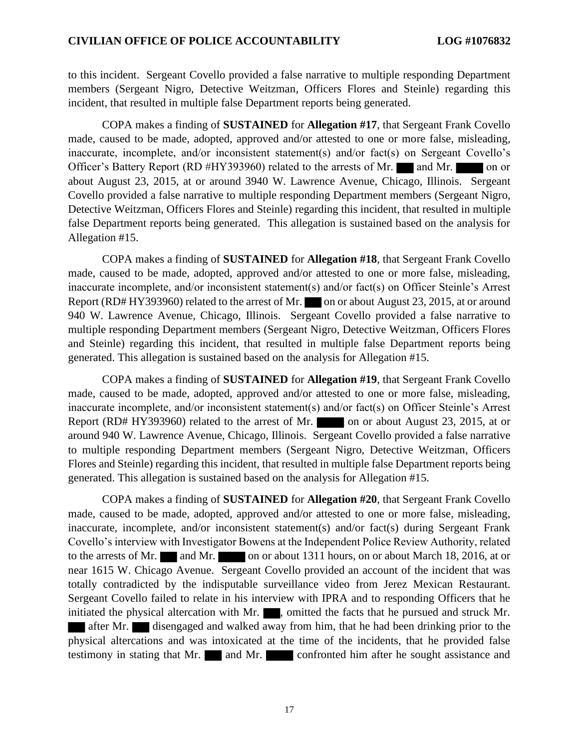to this incident. Sergeant Covello provided a false narrative to multiple responding Department members (Sergeant Nigro, Detective Weitzman, Officers Flores and Steinle) regarding this incident, that resulted in multiple false Department reports being generated.

COPA makes a finding of **SUSTAINED** for **Allegation #17**, that Sergeant Frank Covello made, caused to be made, adopted, approved and/or attested to one or more false, misleading, inaccurate, incomplete, and/or inconsistent statement(s) and/or fact(s) on Sergeant Covello's Officer's Battery Report (RD #HY393960) related to the arrests of Mr. ███ and Mr. █████ on or about August 23, 2015, at or around 3940 W. Lawrence Avenue, Chicago, Illinois. Sergeant Covello provided a false narrative to multiple responding Department members (Sergeant Nigro, Detective Weitzman, Officers Flores and Steinle) regarding this incident, that resulted in multiple false Department reports being generated. This allegation is sustained based on the analysis for Allegation #15.

COPA makes a finding of **SUSTAINED** for **Allegation #18**, that Sergeant Frank Covello made, caused to be made, adopted, approved and/or attested to one or more false, misleading, inaccurate incomplete, and/or inconsistent statement(s) and/or fact(s) on Officer Steinle's Arrest Report (RD# HY393960) related to the arrest of Mr. ███ on or about August 23, 2015, at or around 940 W. Lawrence Avenue, Chicago, Illinois. Sergeant Covello provided a false narrative to multiple responding Department members (Sergeant Nigro, Detective Weitzman, Officers Flores and Steinle) regarding this incident, that resulted in multiple false Department reports being generated. This allegation is sustained based on the analysis for Allegation #15.

COPA makes a finding of **SUSTAINED** for **Allegation #19**, that Sergeant Frank Covello made, caused to be made, adopted, approved and/or attested to one or more false, misleading, inaccurate, incomplete, and/or inconsistent statement(s) and/or fact(s) on Officer Steinle's Arrest Report (RD# HY393960) related to the arrest of Mr. █████ on or about August 23, 2015, at or around 940 W. Lawrence Avenue, Chicago, Illinois. Sergeant Covello provided a false narrative to multiple responding Department members (Sergeant Nigro, Detective Weitzman, Officers Flores and Steinle) regarding this incident, that resulted in multiple false Department reports being generated. This allegation is sustained based on the analysis for Allegation #15.

COPA makes a finding of **SUSTAINED** for **Allegation #20**, that Sergeant Frank Covello made, caused to be made, adopted, approved and/or attested to one or more false, misleading, inaccurate, incomplete, and/or inconsistent statement(s) and/or fact(s) during Sergeant Frank Covello's interview with Investigator Bowens at the Independent Police Review Authority, related to the arrests of Mr. ███ and Mr. █████ on or about 1311 hours, on or about March 18, 2016, at or near 1615 W. Chicago Avenue. Sergeant Covello provided an account of the incident that was totally contradicted by the indisputable surveillance video from Jerez Mexican Restaurant. Sergeant Covello failed to relate in his interview with IPRA and to responding Officers that he initiated the physical altercation with Mr. ███, omitted the facts that he pursued and struck Mr. ███ after Mr. ███ disengaged and walked away from him, that he had been drinking prior to the physical altercations and was intoxicated at the time of the incidents, that he provided false testimony in stating that Mr. ███ and Mr. █████ confronted him after he sought assistance and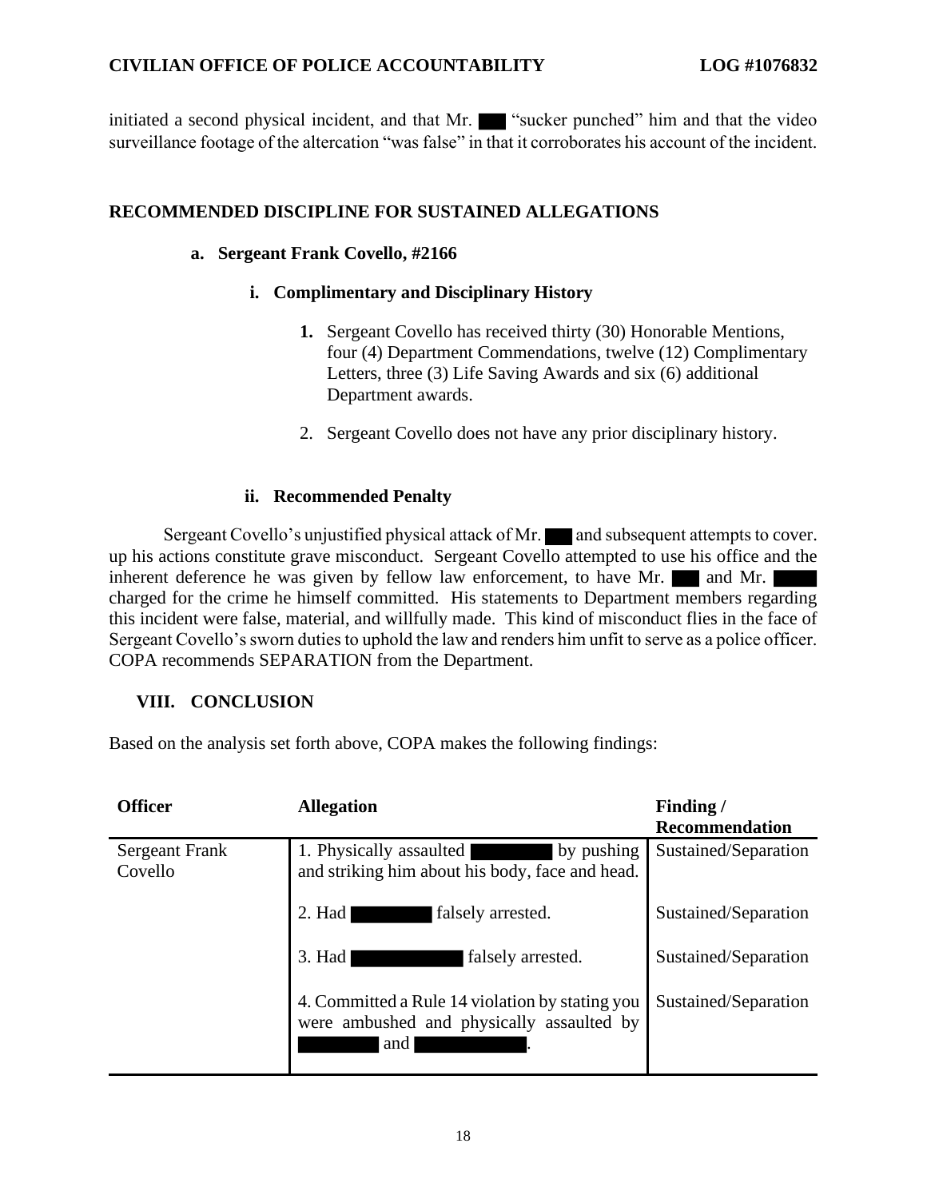initiated a second physical incident, and that Mr. ███ "sucker punched" him and that the video surveillance footage of the altercation "was false" in that it corroborates his account of the incident.

## RECOMMENDED DISCIPLINE FOR SUSTAINED ALLEGATIONS

### a. Sergeant Frank Covello, #2166

#### i. Complimentary and Disciplinary History

1. Sergeant Covello has received thirty (30) Honorable Mentions, four (4) Department Commendations, twelve (12) Complimentary Letters, three (3) Life Saving Awards and six (6) additional Department awards.
2. Sergeant Covello does not have any prior disciplinary history.

#### ii. Recommended Penalty

Sergeant Covello's unjustified physical attack of Mr. ███ and subsequent attempts to cover. up his actions constitute grave misconduct. Sergeant Covello attempted to use his office and the inherent deference he was given by fellow law enforcement, to have Mr. ███ and Mr. ███ charged for the crime he himself committed. His statements to Department members regarding this incident were false, material, and willfully made. This kind of misconduct flies in the face of Sergeant Covello's sworn duties to uphold the law and renders him unfit to serve as a police officer. COPA recommends SEPARATION from the Department.

## VIII. CONCLUSION

Based on the analysis set forth above, COPA makes the following findings:

| Officer | Allegation | Finding / Recommendation |
|---|---|---|
| Sergeant Frank Covello | 1. Physically assaulted ███ by pushing and striking him about his body, face and head. | Sustained/Separation |
| | 2. Had ███ falsely arrested. | Sustained/Separation |
| | 3. Had ███ falsely arrested. | Sustained/Separation |
| | 4. Committed a Rule 14 violation by stating you were ambushed and physically assaulted by ███ and ███. | Sustained/Separation |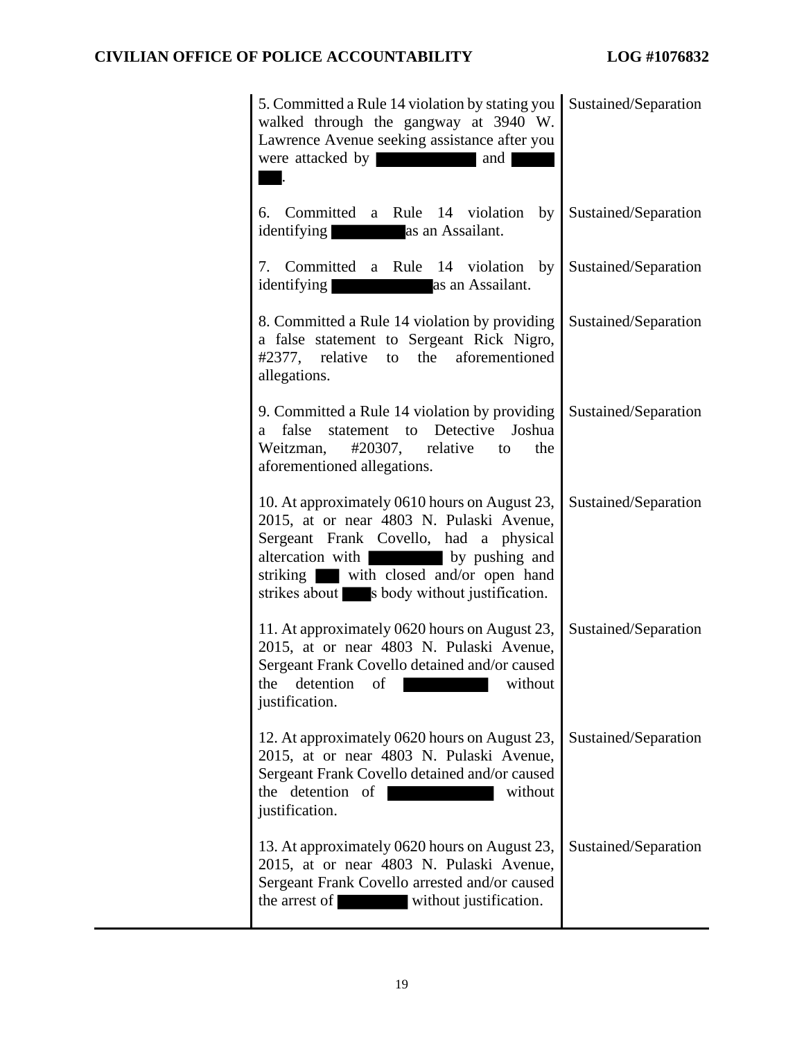| | | |
|---|---|---|
| | 5. Committed a Rule 14 violation by stating you walked through the gangway at 3940 W. Lawrence Avenue seeking assistance after you were attacked by ██████ and ███. | Sustained/Separation |
| | 6. Committed a Rule 14 violation by identifying ██████ as an Assailant. | Sustained/Separation |
| | 7. Committed a Rule 14 violation by identifying ██████ as an Assailant. | Sustained/Separation |
| | 8. Committed a Rule 14 violation by providing a false statement to Sergeant Rick Nigro, #2377, relative to the aforementioned allegations. | Sustained/Separation |
| | 9. Committed a Rule 14 violation by providing a false statement to Detective Joshua Weitzman, #20307, relative to the aforementioned allegations. | Sustained/Separation |
| | 10. At approximately 0610 hours on August 23, 2015, at or near 4803 N. Pulaski Avenue, Sergeant Frank Covello, had a physical altercation with ██████ by pushing and striking ███ with closed and/or open hand strikes about ███s body without justification. | Sustained/Separation |
| | 11. At approximately 0620 hours on August 23, 2015, at or near 4803 N. Pulaski Avenue, Sergeant Frank Covello detained and/or caused the detention of ██████ without justification. | Sustained/Separation |
| | 12. At approximately 0620 hours on August 23, 2015, at or near 4803 N. Pulaski Avenue, Sergeant Frank Covello detained and/or caused the detention of ██████ without justification. | Sustained/Separation |
| | 13. At approximately 0620 hours on August 23, 2015, at or near 4803 N. Pulaski Avenue, Sergeant Frank Covello arrested and/or caused the arrest of ██████ without justification. | Sustained/Separation |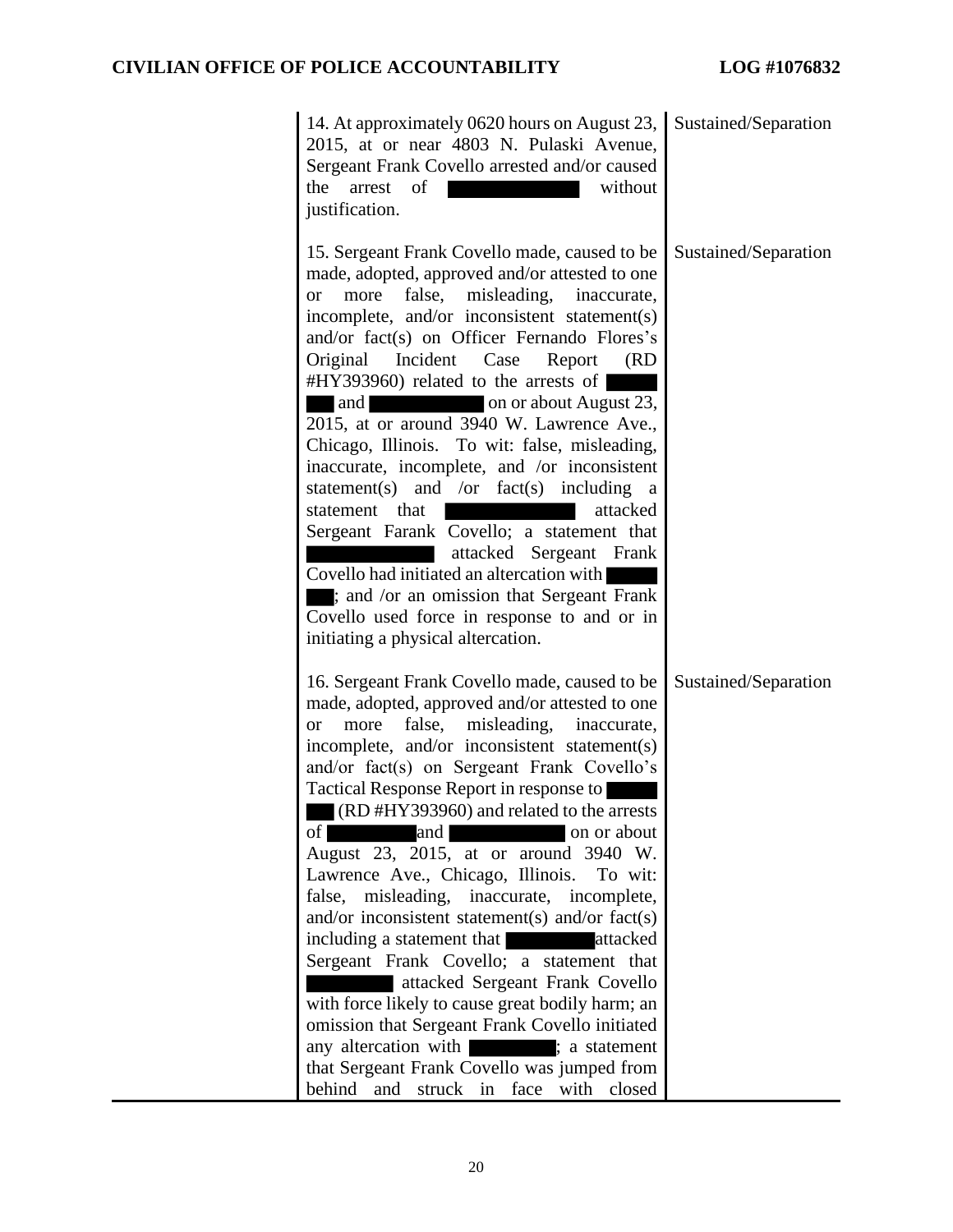| | | |
|---|---|---|
| | 14. At approximately 0620 hours on August 23, 2015, at or near 4803 N. Pulaski Avenue, Sergeant Frank Covello arrested and/or caused the arrest of ████████ without justification. | Sustained/Separation |
| | 15. Sergeant Frank Covello made, caused to be made, adopted, approved and/or attested to one or more false, misleading, inaccurate, incomplete, and/or inconsistent statement(s) and/or fact(s) on Officer Fernando Flores's Original Incident Case Report (RD #HY393960) related to the arrests of ████████ and ████████ on or about August 23, 2015, at or around 3940 W. Lawrence Ave., Chicago, Illinois. To wit: false, misleading, inaccurate, incomplete, and /or inconsistent statement(s) and /or fact(s) including a statement that ████████ attacked Sergeant Farank Covello; a statement that ████████ attacked Sergeant Frank Covello had initiated an altercation with ████████; and /or an omission that Sergeant Frank Covello used force in response to and or in initiating a physical altercation. | Sustained/Separation |
| | 16. Sergeant Frank Covello made, caused to be made, adopted, approved and/or attested to one or more false, misleading, inaccurate, incomplete, and/or inconsistent statement(s) and/or fact(s) on Sergeant Frank Covello's Tactical Response Report in response to ████████ (RD #HY393960) and related to the arrests of ████████ and ████████ on or about August 23, 2015, at or around 3940 W. Lawrence Ave., Chicago, Illinois. To wit: false, misleading, inaccurate, incomplete, and/or inconsistent statement(s) and/or fact(s) including a statement that ████████ attacked Sergeant Frank Covello; a statement that ████████ attacked Sergeant Frank Covello with force likely to cause great bodily harm; an omission that Sergeant Frank Covello initiated any altercation with ████████; a statement that Sergeant Frank Covello was jumped from behind and struck in face with closed | Sustained/Separation |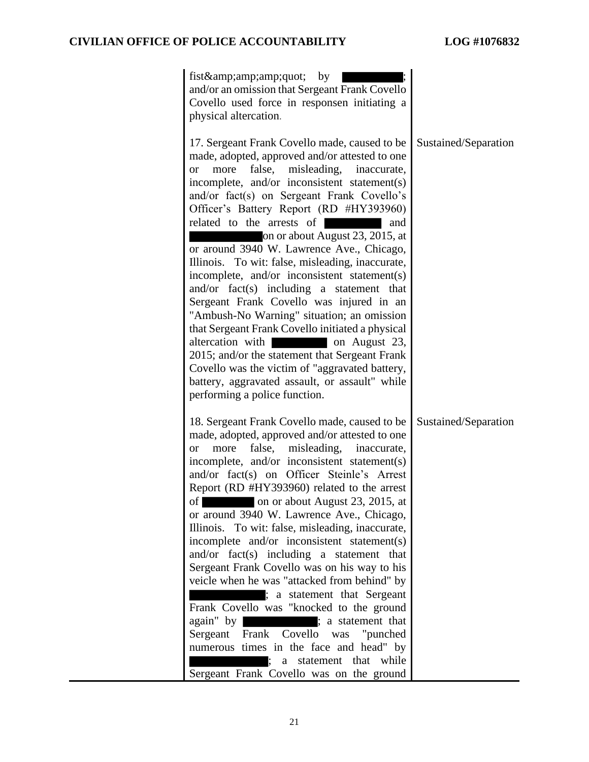| | | |
|---|---|---|
| | fist&amp;amp;amp;quot; by ██████; and/or an omission that Sergeant Frank Covello Covello used force in responsen initiating a physical altercation. | |
| | 17. Sergeant Frank Covello made, caused to be made, adopted, approved and/or attested to one or more false, misleading, inaccurate, incomplete, and/or inconsistent statement(s) and/or fact(s) on Sergeant Frank Covello's Officer's Battery Report (RD #HY393960) related to the arrests of ██████ and ██████ on or about August 23, 2015, at or around 3940 W. Lawrence Ave., Chicago, Illinois. To wit: false, misleading, inaccurate, incomplete, and/or inconsistent statement(s) and/or fact(s) including a statement that Sergeant Frank Covello was injured in an "Ambush-No Warning" situation; an omission that Sergeant Frank Covello initiated a physical altercation with ██████ on August 23, 2015; and/or the statement that Sergeant Frank Covello was the victim of "aggravated battery, battery, aggravated assault, or assault" while performing a police function. | Sustained/Separation |
| | 18. Sergeant Frank Covello made, caused to be made, adopted, approved and/or attested to one or more false, misleading, inaccurate, incomplete, and/or inconsistent statement(s) and/or fact(s) on Officer Steinle's Arrest Report (RD #HY393960) related to the arrest of ██████ on or about August 23, 2015, at or around 3940 W. Lawrence Ave., Chicago, Illinois. To wit: false, misleading, inaccurate, incomplete and/or inconsistent statement(s) and/or fact(s) including a statement that Sergeant Frank Covello was on his way to his veicle when he was "attacked from behind" by ██████; a statement that Sergeant Frank Covello was "knocked to the ground again" by ██████; a statement that Sergeant Frank Covello was "punched numerous times in the face and head" by ██████; a statement that while Sergeant Frank Covello was on the ground | Sustained/Separation |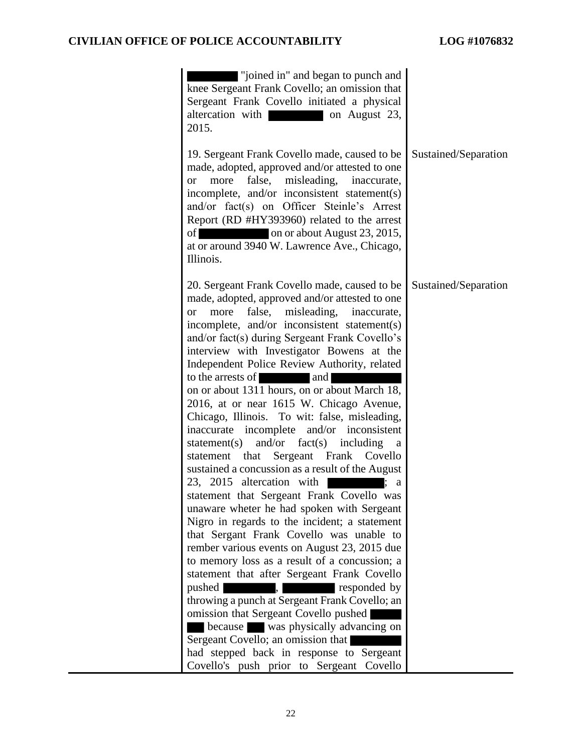| | | |
|---|---|---|
| | [REDACTED] "joined in" and began to punch and knee Sergeant Frank Covello; an omission that Sergeant Frank Covello initiated a physical altercation with [REDACTED] on August 23, 2015. | |
| | 19. Sergeant Frank Covello made, caused to be made, adopted, approved and/or attested to one or more false, misleading, inaccurate, incomplete, and/or inconsistent statement(s) and/or fact(s) on Officer Steinle's Arrest Report (RD #HY393960) related to the arrest of [REDACTED] on or about August 23, 2015, at or around 3940 W. Lawrence Ave., Chicago, Illinois. | Sustained/Separation |
| | 20. Sergeant Frank Covello made, caused to be made, adopted, approved and/or attested to one or more false, misleading, inaccurate, incomplete, and/or inconsistent statement(s) and/or fact(s) during Sergeant Frank Covello's interview with Investigator Bowens at the Independent Police Review Authority, related to the arrests of [REDACTED] and [REDACTED] on or about 1311 hours, on or about March 18, 2016, at or near 1615 W. Chicago Avenue, Chicago, Illinois. To wit: false, misleading, inaccurate incomplete and/or inconsistent statement(s) and/or fact(s) including a statement that Sergeant Frank Covello sustained a concussion as a result of the August 23, 2015 altercation with [REDACTED]; a statement that Sergeant Frank Covello was unaware wheter he had spoken with Sergeant Nigro in regards to the incident; a statement that Sergant Frank Covello was unable to rember various events on August 23, 2015 due to memory loss as a result of a concussion; a statement that after Sergeant Frank Covello pushed [REDACTED], [REDACTED] responded by throwing a punch at Sergeant Frank Covello; an omission that Sergeant Covello pushed [REDACTED] because [REDACTED] was physically advancing on Sergeant Covello; an omission that [REDACTED] had stepped back in response to Sergeant Covello's push prior to Sergeant Covello | Sustained/Separation |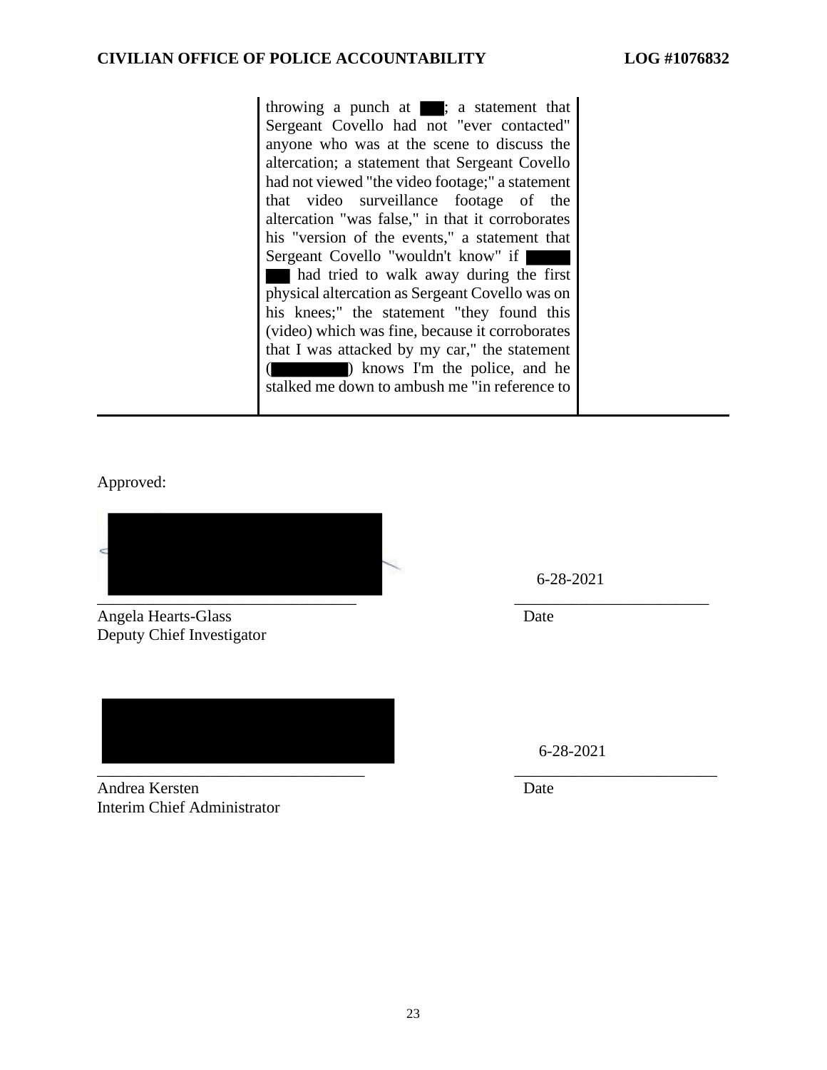| | throwing a punch at ███; a statement that Sergeant Covello had not "ever contacted" anyone who was at the scene to discuss the altercation; a statement that Sergeant Covello had not viewed "the video footage;" a statement that video surveillance footage of the altercation "was false," in that it corroborates his "version of the events," a statement that Sergeant Covello "wouldn't know" if ████ ███ had tried to walk away during the first physical altercation as Sergeant Covello was on his knees;" the statement "they found this (video) which was fine, because it corroborates that I was attacked by my car," the statement (████████) knows I'm the police, and he stalked me down to ambush me "in reference to | |
|---|---|---|

Approved:

████████████████

Angela Hearts-Glass
Deputy Chief Investigator

6-28-2021
Date

████████████████

Andrea Kersten
Interim Chief Administrator

6-28-2021
Date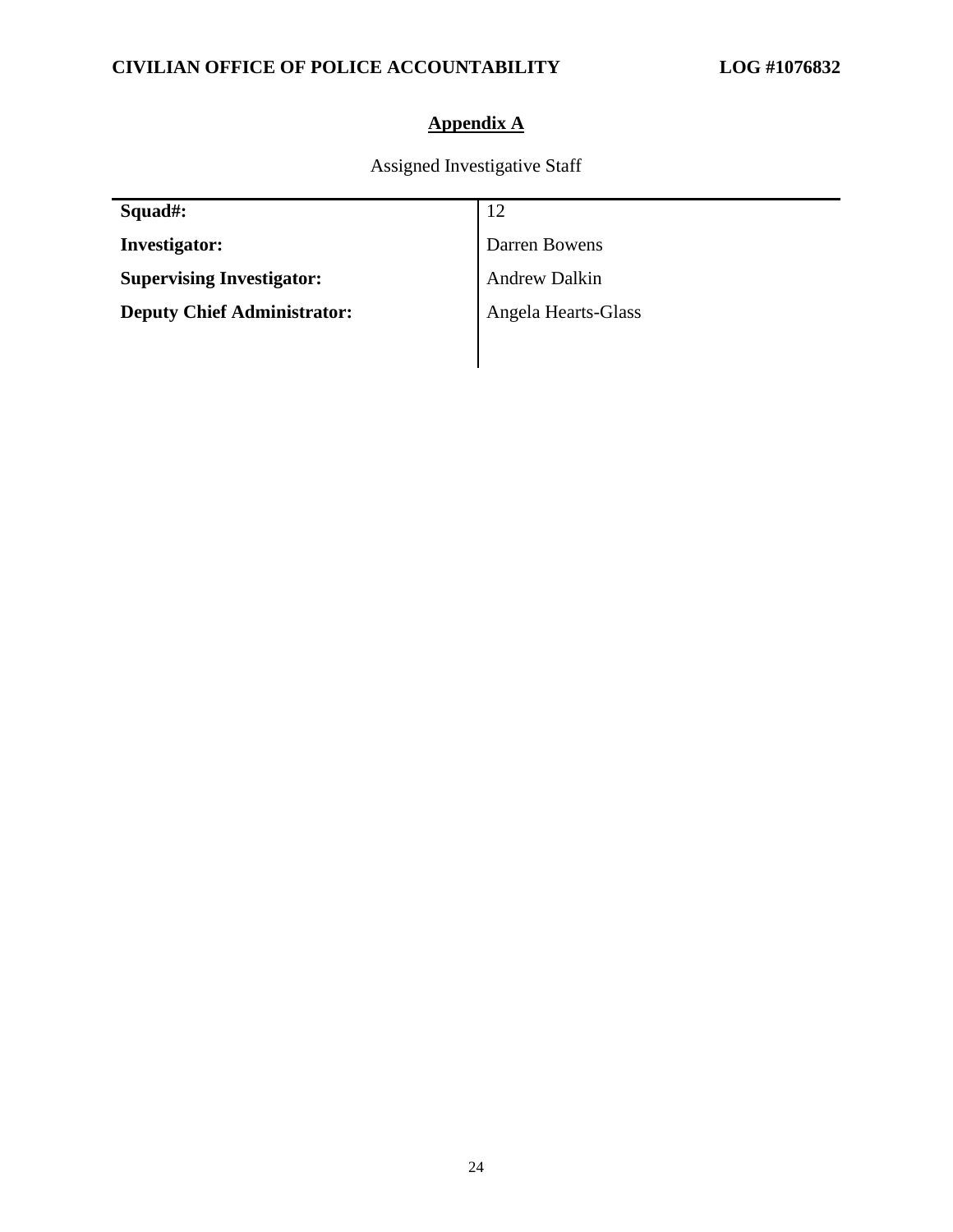## Appendix A

Assigned Investigative Staff

| | |
|---|---|
| **Squad#:** | 12 |
| **Investigator:** | Darren Bowens |
| **Supervising Investigator:** | Andrew Dalkin |
| **Deputy Chief Administrator:** | Angela Hearts-Glass |